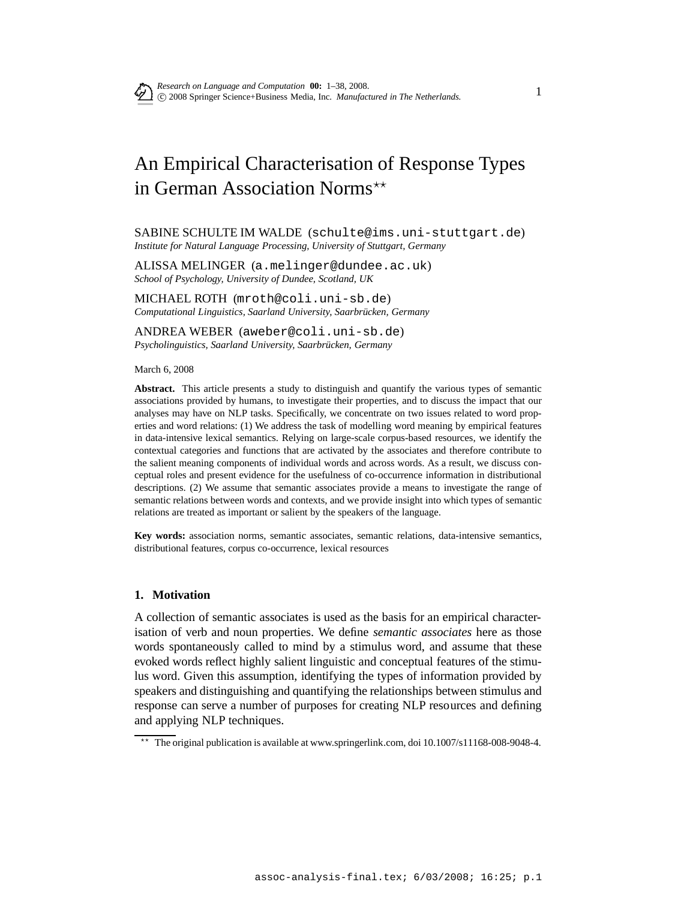# An Empirical Characterisation of Response Types in German Association Norms[**]

SABINE SCHULTE IM WALDE (schulte@ims.uni-stuttgart.de)
*Institute for Natural Language Processing, University of Stuttgart, Germany*

ALISSA MELINGER (a.melinger@dundee.ac.uk)
*School of Psychology, University of Dundee, Scotland, UK*

MICHAEL ROTH (mroth@coli.uni-sb.de)
*Computational Linguistics, Saarland University, Saarbrücken, Germany*

ANDREA WEBER (aweber@coli.uni-sb.de)
*Psycholinguistics, Saarland University, Saarbrücken, Germany*

March 6, 2008

**Abstract.** This article presents a study to distinguish and quantify the various types of semantic associations provided by humans, to investigate their properties, and to discuss the impact that our analyses may have on NLP tasks. Specifically, we concentrate on two issues related to word properties and word relations: (1) We address the task of modelling word meaning by empirical features in data-intensive lexical semantics. Relying on large-scale corpus-based resources, we identify the contextual categories and functions that are activated by the associates and therefore contribute to the salient meaning components of individual words and across words. As a result, we discuss conceptual roles and present evidence for the usefulness of co-occurrence information in distributional descriptions. (2) We assume that semantic associates provide a means to investigate the range of semantic relations between words and contexts, and we provide insight into which types of semantic relations are treated as important or salient by the speakers of the language.

**Key words:** association norms, semantic associates, semantic relations, data-intensive semantics, distributional features, corpus co-occurrence, lexical resources

## 1. Motivation

A collection of semantic associates is used as the basis for an empirical characterisation of verb and noun properties. We define *semantic associates* here as those words spontaneously called to mind by a stimulus word, and assume that these evoked words reflect highly salient linguistic and conceptual features of the stimulus word. Given this assumption, identifying the types of information provided by speakers and distinguishing and quantifying the relationships between stimulus and response can serve a number of purposes for creating NLP resources and defining and applying NLP techniques.

[**] The original publication is available at www.springerlink.com, doi 10.1007/s11168-008-9048-4.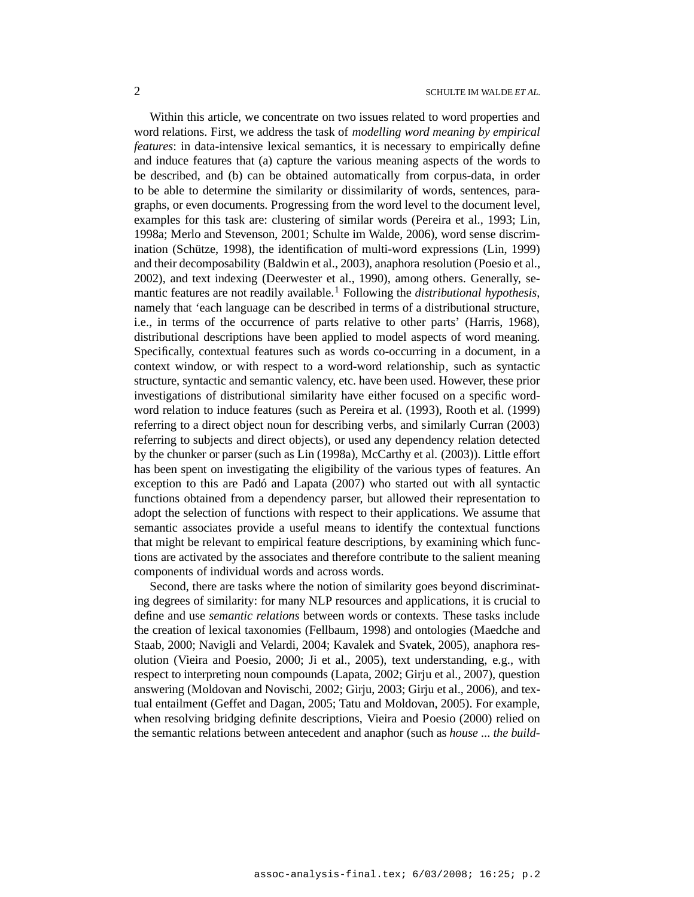Within this article, we concentrate on two issues related to word properties and word relations. First, we address the task of *modelling word meaning by empirical features*: in data-intensive lexical semantics, it is necessary to empirically define and induce features that (a) capture the various meaning aspects of the words to be described, and (b) can be obtained automatically from corpus-data, in order to be able to determine the similarity or dissimilarity of words, sentences, paragraphs, or even documents. Progressing from the word level to the document level, examples for this task are: clustering of similar words (Pereira et al., 1993; Lin, 1998a; Merlo and Stevenson, 2001; Schulte im Walde, 2006), word sense discrimination (Schütze, 1998), the identification of multi-word expressions (Lin, 1999) and their decomposability (Baldwin et al., 2003), anaphora resolution (Poesio et al., 2002), and text indexing (Deerwester et al., 1990), among others. Generally, semantic features are not readily available.[1] Following the *distributional hypothesis*, namely that 'each language can be described in terms of a distributional structure, i.e., in terms of the occurrence of parts relative to other parts' (Harris, 1968), distributional descriptions have been applied to model aspects of word meaning. Specifically, contextual features such as words co-occurring in a document, in a context window, or with respect to a word-word relationship, such as syntactic structure, syntactic and semantic valency, etc. have been used. However, these prior investigations of distributional similarity have either focused on a specific word-word relation to induce features (such as Pereira et al. (1993), Rooth et al. (1999) referring to a direct object noun for describing verbs, and similarly Curran (2003) referring to subjects and direct objects), or used any dependency relation detected by the chunker or parser (such as Lin (1998a), McCarthy et al. (2003)). Little effort has been spent on investigating the eligibility of the various types of features. An exception to this are Padó and Lapata (2007) who started out with all syntactic functions obtained from a dependency parser, but allowed their representation to adopt the selection of functions with respect to their applications. We assume that semantic associates provide a useful means to identify the contextual functions that might be relevant to empirical feature descriptions, by examining which functions are activated by the associates and therefore contribute to the salient meaning components of individual words and across words.

Second, there are tasks where the notion of similarity goes beyond discriminating degrees of similarity: for many NLP resources and applications, it is crucial to define and use *semantic relations* between words or contexts. These tasks include the creation of lexical taxonomies (Fellbaum, 1998) and ontologies (Maedche and Staab, 2000; Navigli and Velardi, 2004; Kavalek and Svatek, 2005), anaphora resolution (Vieira and Poesio, 2000; Ji et al., 2005), text understanding, e.g., with respect to interpreting noun compounds (Lapata, 2002; Girju et al., 2007), question answering (Moldovan and Novischi, 2002; Girju, 2003; Girju et al., 2006), and textual entailment (Geffet and Dagan, 2005; Tatu and Moldovan, 2005). For example, when resolving bridging definite descriptions, Vieira and Poesio (2000) relied on the semantic relations between antecedent and anaphor (such as *house ... the build-*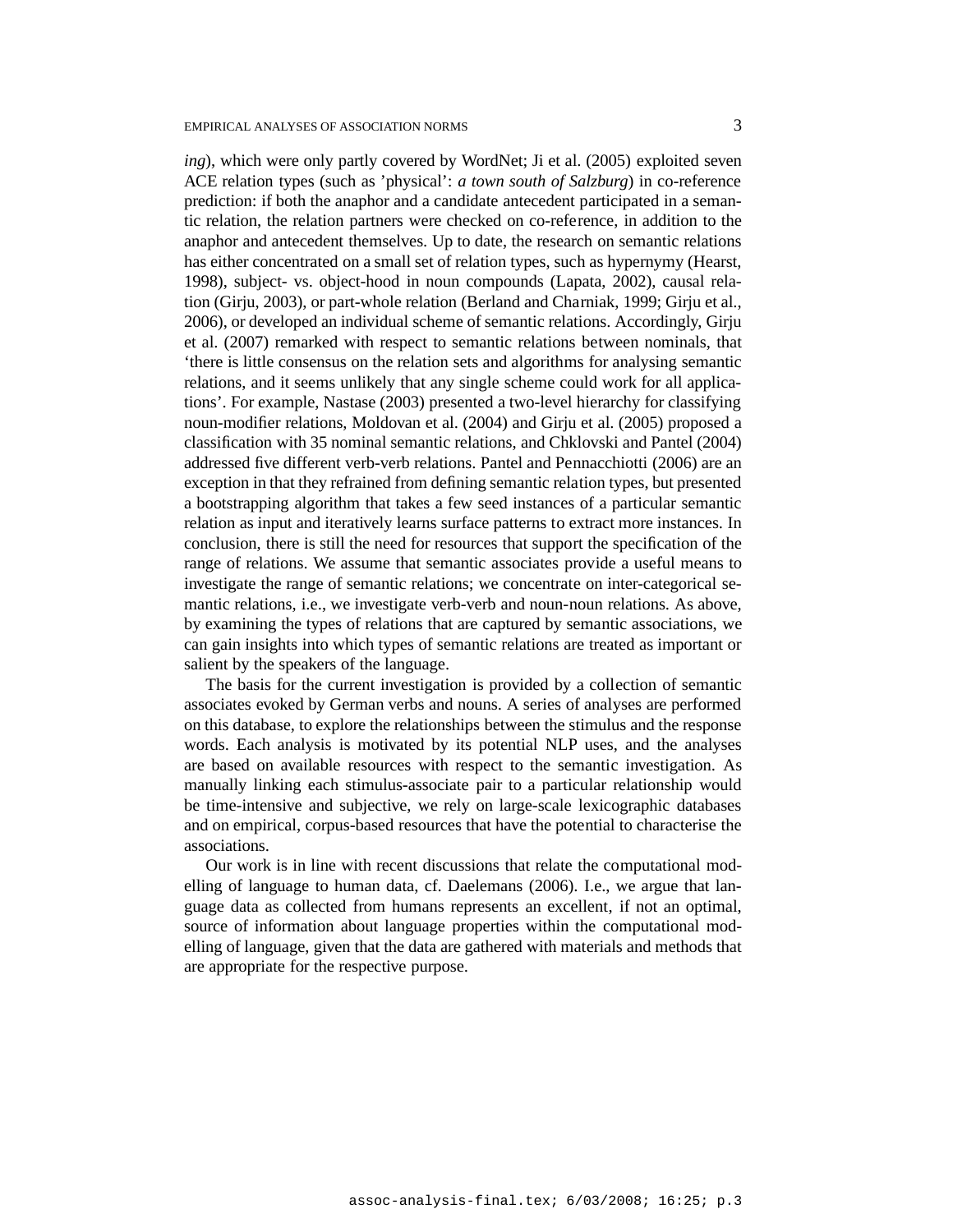*ing*), which were only partly covered by WordNet; Ji et al. (2005) exploited seven ACE relation types (such as 'physical': *a town south of Salzburg*) in co-reference prediction: if both the anaphor and a candidate antecedent participated in a semantic relation, the relation partners were checked on co-reference, in addition to the anaphor and antecedent themselves. Up to date, the research on semantic relations has either concentrated on a small set of relation types, such as hypernymy (Hearst, 1998), subject- vs. object-hood in noun compounds (Lapata, 2002), causal relation (Girju, 2003), or part-whole relation (Berland and Charniak, 1999; Girju et al., 2006), or developed an individual scheme of semantic relations. Accordingly, Girju et al. (2007) remarked with respect to semantic relations between nominals, that 'there is little consensus on the relation sets and algorithms for analysing semantic relations, and it seems unlikely that any single scheme could work for all applications'. For example, Nastase (2003) presented a two-level hierarchy for classifying noun-modifier relations, Moldovan et al. (2004) and Girju et al. (2005) proposed a classification with 35 nominal semantic relations, and Chklovski and Pantel (2004) addressed five different verb-verb relations. Pantel and Pennacchiotti (2006) are an exception in that they refrained from defining semantic relation types, but presented a bootstrapping algorithm that takes a few seed instances of a particular semantic relation as input and iteratively learns surface patterns to extract more instances. In conclusion, there is still the need for resources that support the specification of the range of relations. We assume that semantic associates provide a useful means to investigate the range of semantic relations; we concentrate on inter-categorical semantic relations, i.e., we investigate verb-verb and noun-noun relations. As above, by examining the types of relations that are captured by semantic associations, we can gain insights into which types of semantic relations are treated as important or salient by the speakers of the language.

The basis for the current investigation is provided by a collection of semantic associates evoked by German verbs and nouns. A series of analyses are performed on this database, to explore the relationships between the stimulus and the response words. Each analysis is motivated by its potential NLP uses, and the analyses are based on available resources with respect to the semantic investigation. As manually linking each stimulus-associate pair to a particular relationship would be time-intensive and subjective, we rely on large-scale lexicographic databases and on empirical, corpus-based resources that have the potential to characterise the associations.

Our work is in line with recent discussions that relate the computational modelling of language to human data, cf. Daelemans (2006). I.e., we argue that language data as collected from humans represents an excellent, if not an optimal, source of information about language properties within the computational modelling of language, given that the data are gathered with materials and methods that are appropriate for the respective purpose.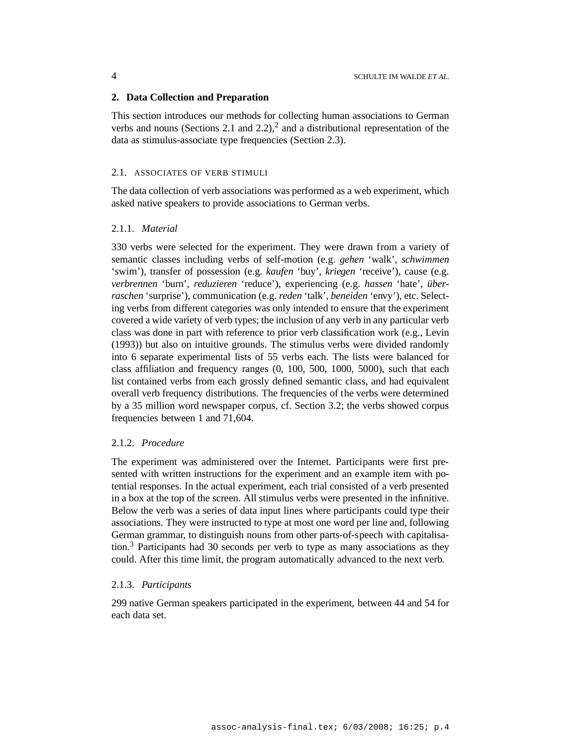## 2. Data Collection and Preparation

This section introduces our methods for collecting human associations to German verbs and nouns (Sections 2.1 and 2.2),[2] and a distributional representation of the data as stimulus-associate type frequencies (Section 2.3).

### 2.1. ASSOCIATES OF VERB STIMULI

The data collection of verb associations was performed as a web experiment, which asked native speakers to provide associations to German verbs.

#### 2.1.1. *Material*

330 verbs were selected for the experiment. They were drawn from a variety of semantic classes including verbs of self-motion (e.g. *gehen* 'walk', *schwimmen* 'swim'), transfer of possession (e.g. *kaufen* 'buy', *kriegen* 'receive'), cause (e.g. *verbrennen* 'burn', *reduzieren* 'reduce'), experiencing (e.g. *hassen* 'hate', *überraschen* 'surprise'), communication (e.g. *reden* 'talk', *beneiden* 'envy'), etc. Selecting verbs from different categories was only intended to ensure that the experiment covered a wide variety of verb types; the inclusion of any verb in any particular verb class was done in part with reference to prior verb classification work (e.g., Levin (1993)) but also on intuitive grounds. The stimulus verbs were divided randomly into 6 separate experimental lists of 55 verbs each. The lists were balanced for class affiliation and frequency ranges (0, 100, 500, 1000, 5000), such that each list contained verbs from each grossly defined semantic class, and had equivalent overall verb frequency distributions. The frequencies of the verbs were determined by a 35 million word newspaper corpus, cf. Section 3.2; the verbs showed corpus frequencies between 1 and 71,604.

#### 2.1.2. *Procedure*

The experiment was administered over the Internet. Participants were first presented with written instructions for the experiment and an example item with potential responses. In the actual experiment, each trial consisted of a verb presented in a box at the top of the screen. All stimulus verbs were presented in the infinitive. Below the verb was a series of data input lines where participants could type their associations. They were instructed to type at most one word per line and, following German grammar, to distinguish nouns from other parts-of-speech with capitalisation.[3] Participants had 30 seconds per verb to type as many associations as they could. After this time limit, the program automatically advanced to the next verb.

#### 2.1.3. *Participants*

299 native German speakers participated in the experiment, between 44 and 54 for each data set.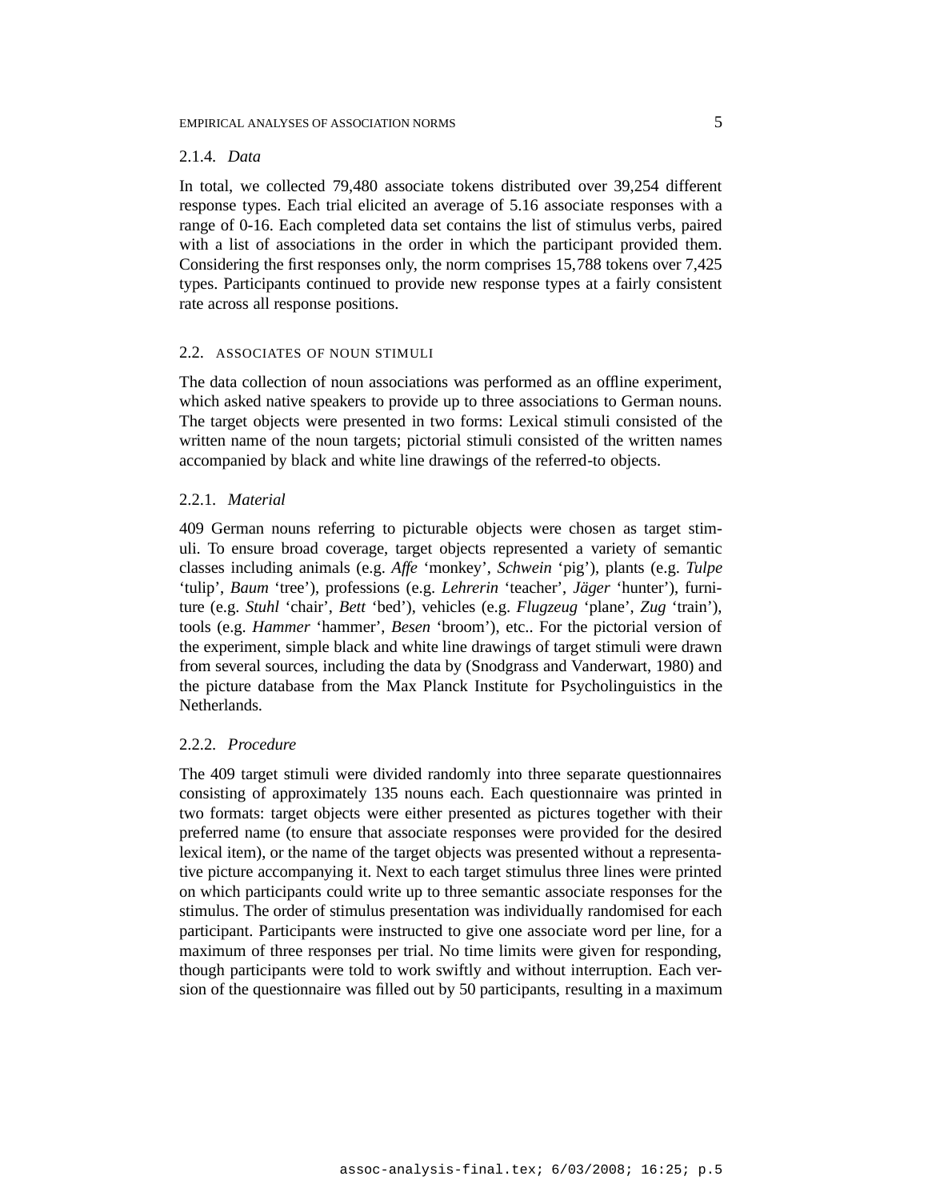#### 2.1.4. *Data*

In total, we collected 79,480 associate tokens distributed over 39,254 different response types. Each trial elicited an average of 5.16 associate responses with a range of 0-16. Each completed data set contains the list of stimulus verbs, paired with a list of associations in the order in which the participant provided them. Considering the first responses only, the norm comprises 15,788 tokens over 7,425 types. Participants continued to provide new response types at a fairly consistent rate across all response positions.

### 2.2. ASSOCIATES OF NOUN STIMULI

The data collection of noun associations was performed as an offline experiment, which asked native speakers to provide up to three associations to German nouns. The target objects were presented in two forms: Lexical stimuli consisted of the written name of the noun targets; pictorial stimuli consisted of the written names accompanied by black and white line drawings of the referred-to objects.

#### 2.2.1. *Material*

409 German nouns referring to picturable objects were chosen as target stimuli. To ensure broad coverage, target objects represented a variety of semantic classes including animals (e.g. *Affe* 'monkey', *Schwein* 'pig'), plants (e.g. *Tulpe* 'tulip', *Baum* 'tree'), professions (e.g. *Lehrerin* 'teacher', *Jäger* 'hunter'), furniture (e.g. *Stuhl* 'chair', *Bett* 'bed'), vehicles (e.g. *Flugzeug* 'plane', *Zug* 'train'), tools (e.g. *Hammer* 'hammer', *Besen* 'broom'), etc.. For the pictorial version of the experiment, simple black and white line drawings of target stimuli were drawn from several sources, including the data by (Snodgrass and Vanderwart, 1980) and the picture database from the Max Planck Institute for Psycholinguistics in the Netherlands.

#### 2.2.2. *Procedure*

The 409 target stimuli were divided randomly into three separate questionnaires consisting of approximately 135 nouns each. Each questionnaire was printed in two formats: target objects were either presented as pictures together with their preferred name (to ensure that associate responses were provided for the desired lexical item), or the name of the target objects was presented without a representative picture accompanying it. Next to each target stimulus three lines were printed on which participants could write up to three semantic associate responses for the stimulus. The order of stimulus presentation was individually randomised for each participant. Participants were instructed to give one associate word per line, for a maximum of three responses per trial. No time limits were given for responding, though participants were told to work swiftly and without interruption. Each version of the questionnaire was filled out by 50 participants, resulting in a maximum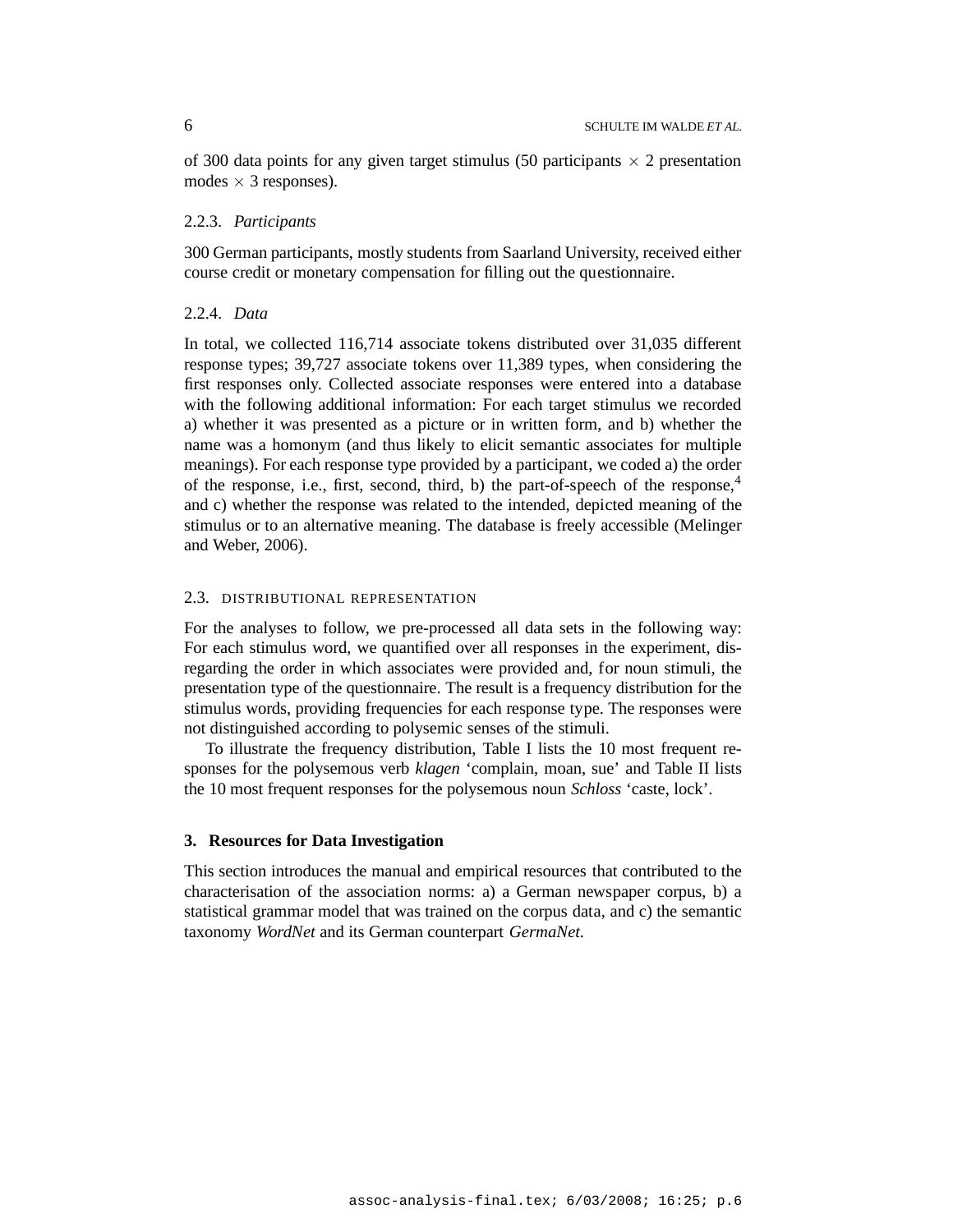of 300 data points for any given target stimulus (50 participants $\times$ 2 presentation modes $\times$ 3 responses).

#### 2.2.3. *Participants*

300 German participants, mostly students from Saarland University, received either course credit or monetary compensation for filling out the questionnaire.

#### 2.2.4. *Data*

In total, we collected 116,714 associate tokens distributed over 31,035 different response types; 39,727 associate tokens over 11,389 types, when considering the first responses only. Collected associate responses were entered into a database with the following additional information: For each target stimulus we recorded a) whether it was presented as a picture or in written form, and b) whether the name was a homonym (and thus likely to elicit semantic associates for multiple meanings). For each response type provided by a participant, we coded a) the order of the response, i.e., first, second, third, b) the part-of-speech of the response,[4] and c) whether the response was related to the intended, depicted meaning of the stimulus or to an alternative meaning. The database is freely accessible (Melinger and Weber, 2006).

### 2.3. DISTRIBUTIONAL REPRESENTATION

For the analyses to follow, we pre-processed all data sets in the following way: For each stimulus word, we quantified over all responses in the experiment, disregarding the order in which associates were provided and, for noun stimuli, the presentation type of the questionnaire. The result is a frequency distribution for the stimulus words, providing frequencies for each response type. The responses were not distinguished according to polysemic senses of the stimuli.

To illustrate the frequency distribution, Table I lists the 10 most frequent responses for the polysemous verb *klagen* 'complain, moan, sue' and Table II lists the 10 most frequent responses for the polysemous noun *Schloss* 'caste, lock'.

## 3. Resources for Data Investigation

This section introduces the manual and empirical resources that contributed to the characterisation of the association norms: a) a German newspaper corpus, b) a statistical grammar model that was trained on the corpus data, and c) the semantic taxonomy *WordNet* and its German counterpart *GermaNet*.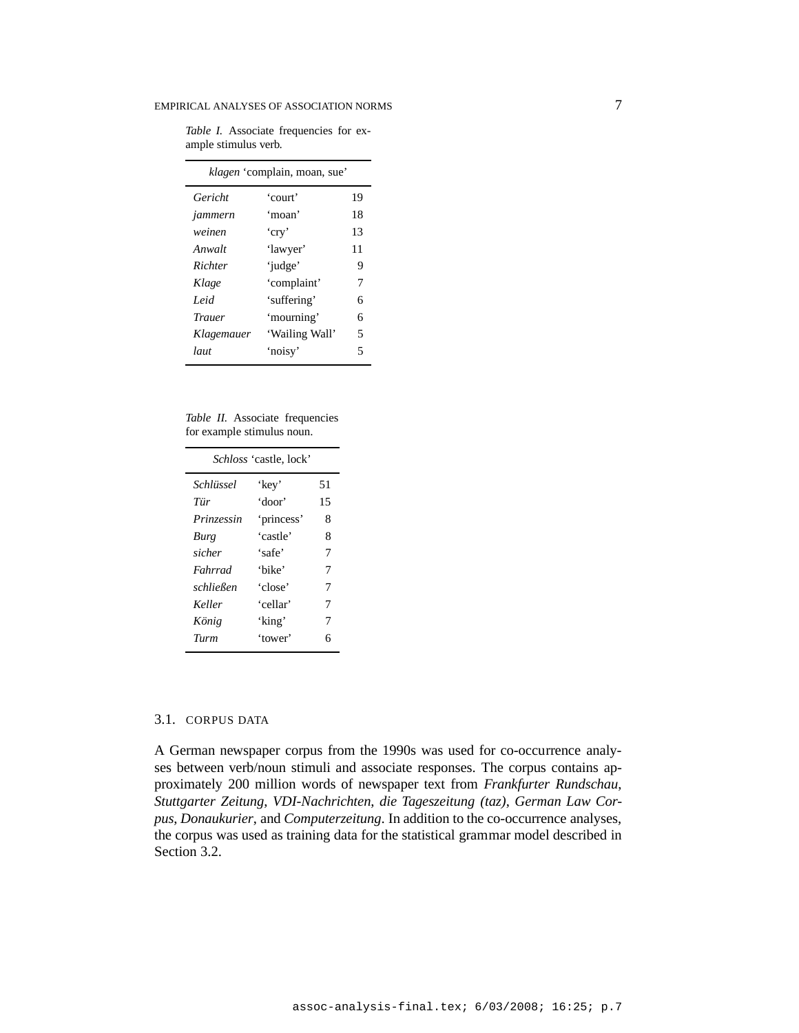*Table I.* Associate frequencies for example stimulus verb.

| *klagen* 'complain, moan, sue' | | |
|---|---|---|
| *Gericht* | 'court' | 19 |
| *jammern* | 'moan' | 18 |
| *weinen* | 'cry' | 13 |
| *Anwalt* | 'lawyer' | 11 |
| *Richter* | 'judge' | 9 |
| *Klage* | 'complaint' | 7 |
| *Leid* | 'suffering' | 6 |
| *Trauer* | 'mourning' | 6 |
| *Klagemauer* | 'Wailing Wall' | 5 |
| *laut* | 'noisy' | 5 |

*Table II.* Associate frequencies for example stimulus noun.

| *Schloss* 'castle, lock' | | |
|---|---|---|
| *Schlüssel* | 'key' | 51 |
| *Tür* | 'door' | 15 |
| *Prinzessin* | 'princess' | 8 |
| *Burg* | 'castle' | 8 |
| *sicher* | 'safe' | 7 |
| *Fahrrad* | 'bike' | 7 |
| *schließen* | 'close' | 7 |
| *Keller* | 'cellar' | 7 |
| *König* | 'king' | 7 |
| *Turm* | 'tower' | 6 |

### 3.1. CORPUS DATA

A German newspaper corpus from the 1990s was used for co-occurrence analyses between verb/noun stimuli and associate responses. The corpus contains approximately 200 million words of newspaper text from *Frankfurter Rundschau*, *Stuttgarter Zeitung*, *VDI-Nachrichten*, *die Tageszeitung (taz)*, *German Law Corpus*, *Donaukurier*, and *Computerzeitung*. In addition to the co-occurrence analyses, the corpus was used as training data for the statistical grammar model described in Section 3.2.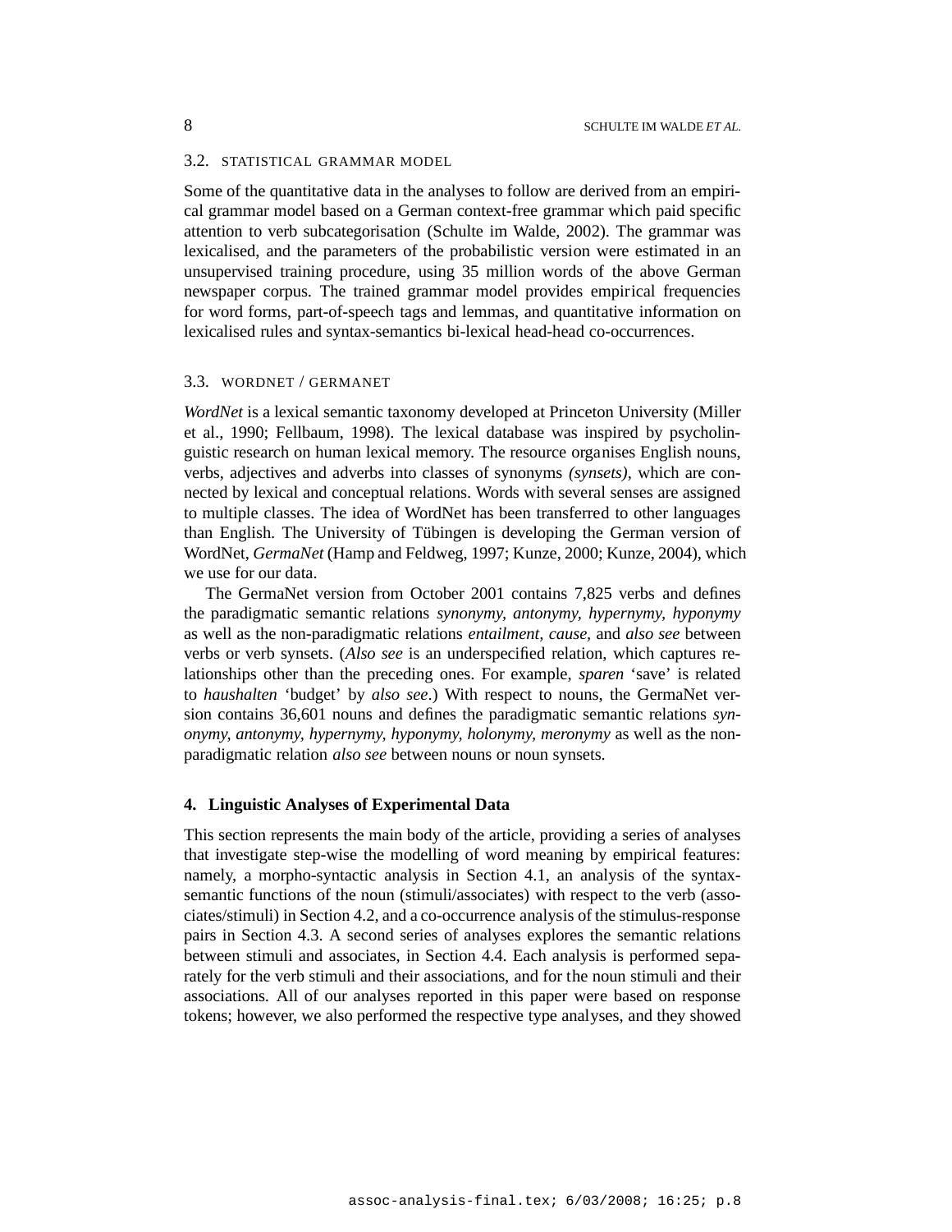### 3.2. STATISTICAL GRAMMAR MODEL

Some of the quantitative data in the analyses to follow are derived from an empirical grammar model based on a German context-free grammar which paid specific attention to verb subcategorisation (Schulte im Walde, 2002). The grammar was lexicalised, and the parameters of the probabilistic version were estimated in an unsupervised training procedure, using 35 million words of the above German newspaper corpus. The trained grammar model provides empirical frequencies for word forms, part-of-speech tags and lemmas, and quantitative information on lexicalised rules and syntax-semantics bi-lexical head-head co-occurrences.

### 3.3. WORDNET / GERMANET

*WordNet* is a lexical semantic taxonomy developed at Princeton University (Miller et al., 1990; Fellbaum, 1998). The lexical database was inspired by psycholinguistic research on human lexical memory. The resource organises English nouns, verbs, adjectives and adverbs into classes of synonyms *(synsets)*, which are connected by lexical and conceptual relations. Words with several senses are assigned to multiple classes. The idea of WordNet has been transferred to other languages than English. The University of Tübingen is developing the German version of WordNet, *GermaNet* (Hamp and Feldweg, 1997; Kunze, 2000; Kunze, 2004), which we use for our data.

The GermaNet version from October 2001 contains 7,825 verbs and defines the paradigmatic semantic relations *synonymy, antonymy, hypernymy, hyponymy* as well as the non-paradigmatic relations *entailment, cause,* and *also see* between verbs or verb synsets. (*Also see* is an underspecified relation, which captures relationships other than the preceding ones. For example, *sparen* 'save' is related to *haushalten* 'budget' by *also see*.) With respect to nouns, the GermaNet version contains 36,601 nouns and defines the paradigmatic semantic relations *synonymy, antonymy, hypernymy, hyponymy, holonymy, meronymy* as well as the non-paradigmatic relation *also see* between nouns or noun synsets.

## 4. Linguistic Analyses of Experimental Data

This section represents the main body of the article, providing a series of analyses that investigate step-wise the modelling of word meaning by empirical features: namely, a morpho-syntactic analysis in Section 4.1, an analysis of the syntax-semantic functions of the noun (stimuli/associates) with respect to the verb (associates/stimuli) in Section 4.2, and a co-occurrence analysis of the stimulus-response pairs in Section 4.3. A second series of analyses explores the semantic relations between stimuli and associates, in Section 4.4. Each analysis is performed separately for the verb stimuli and their associations, and for the noun stimuli and their associations. All of our analyses reported in this paper were based on response tokens; however, we also performed the respective type analyses, and they showed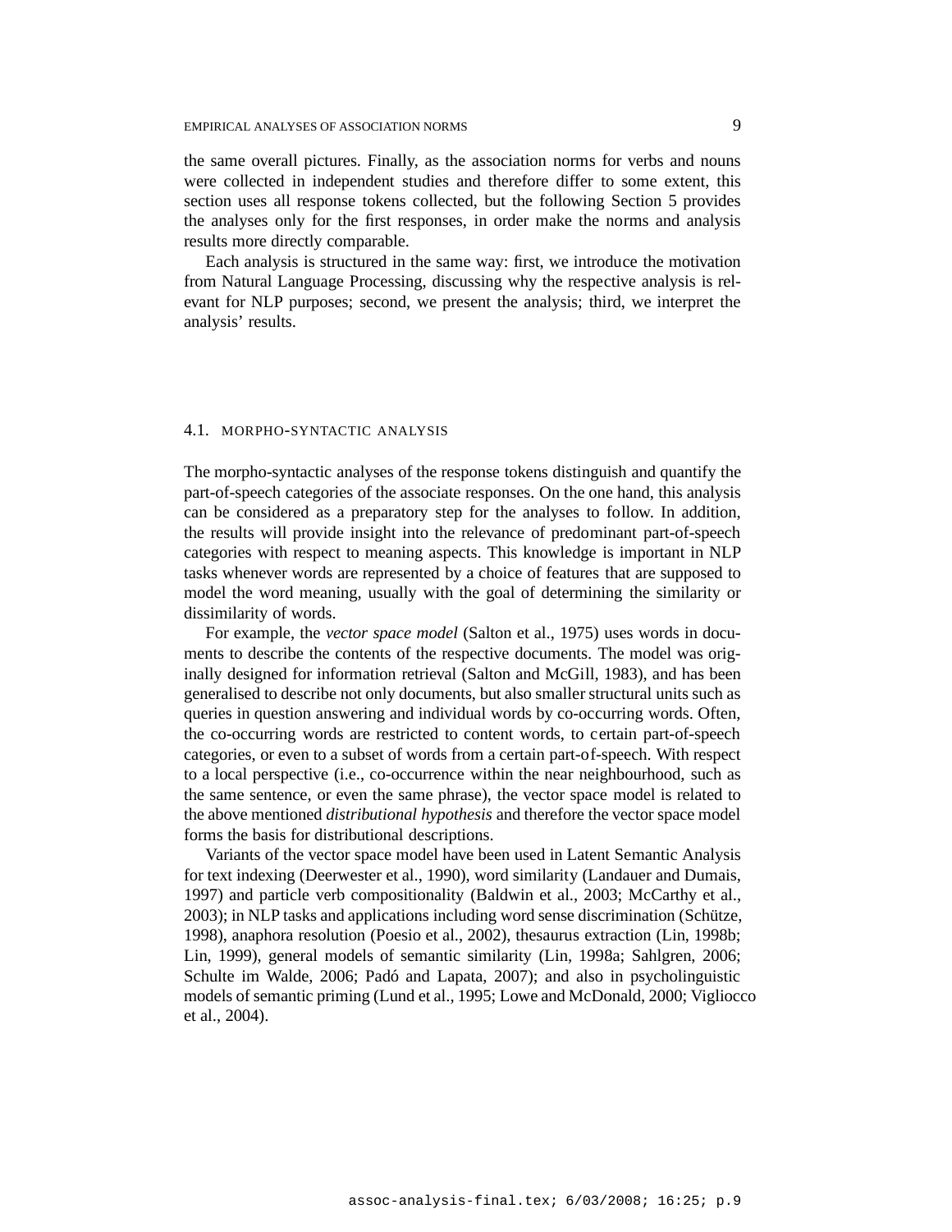the same overall pictures. Finally, as the association norms for verbs and nouns were collected in independent studies and therefore differ to some extent, this section uses all response tokens collected, but the following Section 5 provides the analyses only for the first responses, in order make the norms and analysis results more directly comparable.

Each analysis is structured in the same way: first, we introduce the motivation from Natural Language Processing, discussing why the respective analysis is relevant for NLP purposes; second, we present the analysis; third, we interpret the analysis' results.

### 4.1. MORPHO-SYNTACTIC ANALYSIS

The morpho-syntactic analyses of the response tokens distinguish and quantify the part-of-speech categories of the associate responses. On the one hand, this analysis can be considered as a preparatory step for the analyses to follow. In addition, the results will provide insight into the relevance of predominant part-of-speech categories with respect to meaning aspects. This knowledge is important in NLP tasks whenever words are represented by a choice of features that are supposed to model the word meaning, usually with the goal of determining the similarity or dissimilarity of words.

For example, the *vector space model* (Salton et al., 1975) uses words in documents to describe the contents of the respective documents. The model was originally designed for information retrieval (Salton and McGill, 1983), and has been generalised to describe not only documents, but also smaller structural units such as queries in question answering and individual words by co-occurring words. Often, the co-occurring words are restricted to content words, to certain part-of-speech categories, or even to a subset of words from a certain part-of-speech. With respect to a local perspective (i.e., co-occurrence within the near neighbourhood, such as the same sentence, or even the same phrase), the vector space model is related to the above mentioned *distributional hypothesis* and therefore the vector space model forms the basis for distributional descriptions.

Variants of the vector space model have been used in Latent Semantic Analysis for text indexing (Deerwester et al., 1990), word similarity (Landauer and Dumais, 1997) and particle verb compositionality (Baldwin et al., 2003; McCarthy et al., 2003); in NLP tasks and applications including word sense discrimination (Schütze, 1998), anaphora resolution (Poesio et al., 2002), thesaurus extraction (Lin, 1998b; Lin, 1999), general models of semantic similarity (Lin, 1998a; Sahlgren, 2006; Schulte im Walde, 2006; Padó and Lapata, 2007); and also in psycholinguistic models of semantic priming (Lund et al., 1995; Lowe and McDonald, 2000; Vigliocco et al., 2004).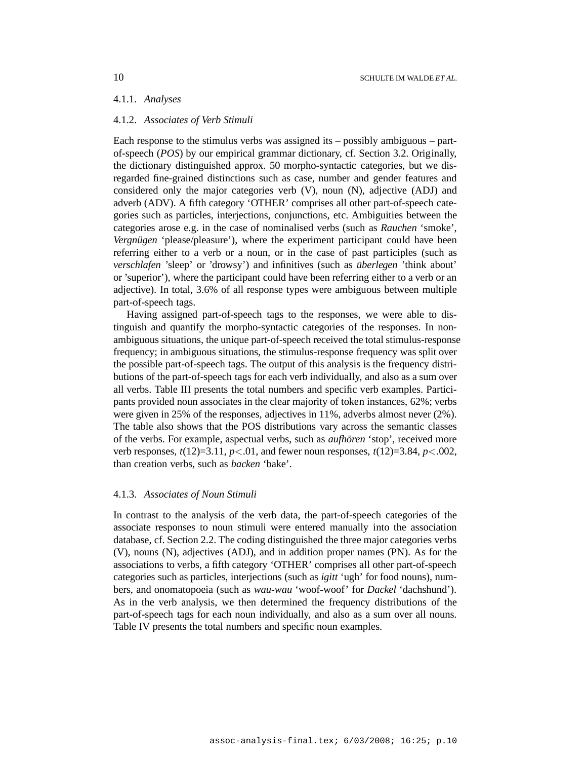#### 4.1.1. *Analyses*

#### 4.1.2. *Associates of Verb Stimuli*

Each response to the stimulus verbs was assigned its – possibly ambiguous – part-of-speech (*POS*) by our empirical grammar dictionary, cf. Section 3.2. Originally, the dictionary distinguished approx. 50 morpho-syntactic categories, but we disregarded fine-grained distinctions such as case, number and gender features and considered only the major categories verb (V), noun (N), adjective (ADJ) and adverb (ADV). A fifth category 'OTHER' comprises all other part-of-speech categories such as particles, interjections, conjunctions, etc. Ambiguities between the categories arose e.g. in the case of nominalised verbs (such as *Rauchen* 'smoke', *Vergnügen* 'please/pleasure'), where the experiment participant could have been referring either to a verb or a noun, or in the case of past participles (such as *verschlafen* 'sleep' or 'drowsy') and infinitives (such as *überlegen* 'think about' or 'superior'), where the participant could have been referring either to a verb or an adjective). In total, 3.6% of all response types were ambiguous between multiple part-of-speech tags.

Having assigned part-of-speech tags to the responses, we were able to distinguish and quantify the morpho-syntactic categories of the responses. In non-ambiguous situations, the unique part-of-speech received the total stimulus-response frequency; in ambiguous situations, the stimulus-response frequency was split over the possible part-of-speech tags. The output of this analysis is the frequency distributions of the part-of-speech tags for each verb individually, and also as a sum over all verbs. Table III presents the total numbers and specific verb examples. Participants provided noun associates in the clear majority of token instances, 62%; verbs were given in 25% of the responses, adjectives in 11%, adverbs almost never (2%). The table also shows that the POS distributions vary across the semantic classes of the verbs. For example, aspectual verbs, such as *aufhören* 'stop', received more verb responses, $t(12)$=3.11, $p<.01$, and fewer noun responses, $t(12)$=3.84, $p<.002$, than creation verbs, such as *backen* 'bake'.

#### 4.1.3. *Associates of Noun Stimuli*

In contrast to the analysis of the verb data, the part-of-speech categories of the associate responses to noun stimuli were entered manually into the association database, cf. Section 2.2. The coding distinguished the three major categories verbs (V), nouns (N), adjectives (ADJ), and in addition proper names (PN). As for the associations to verbs, a fifth category 'OTHER' comprises all other part-of-speech categories such as particles, interjections (such as *igitt* 'ugh' for food nouns), numbers, and onomatopoeia (such as *wau-wau* 'woof-woof' for *Dackel* 'dachshund'). As in the verb analysis, we then determined the frequency distributions of the part-of-speech tags for each noun individually, and also as a sum over all nouns. Table IV presents the total numbers and specific noun examples.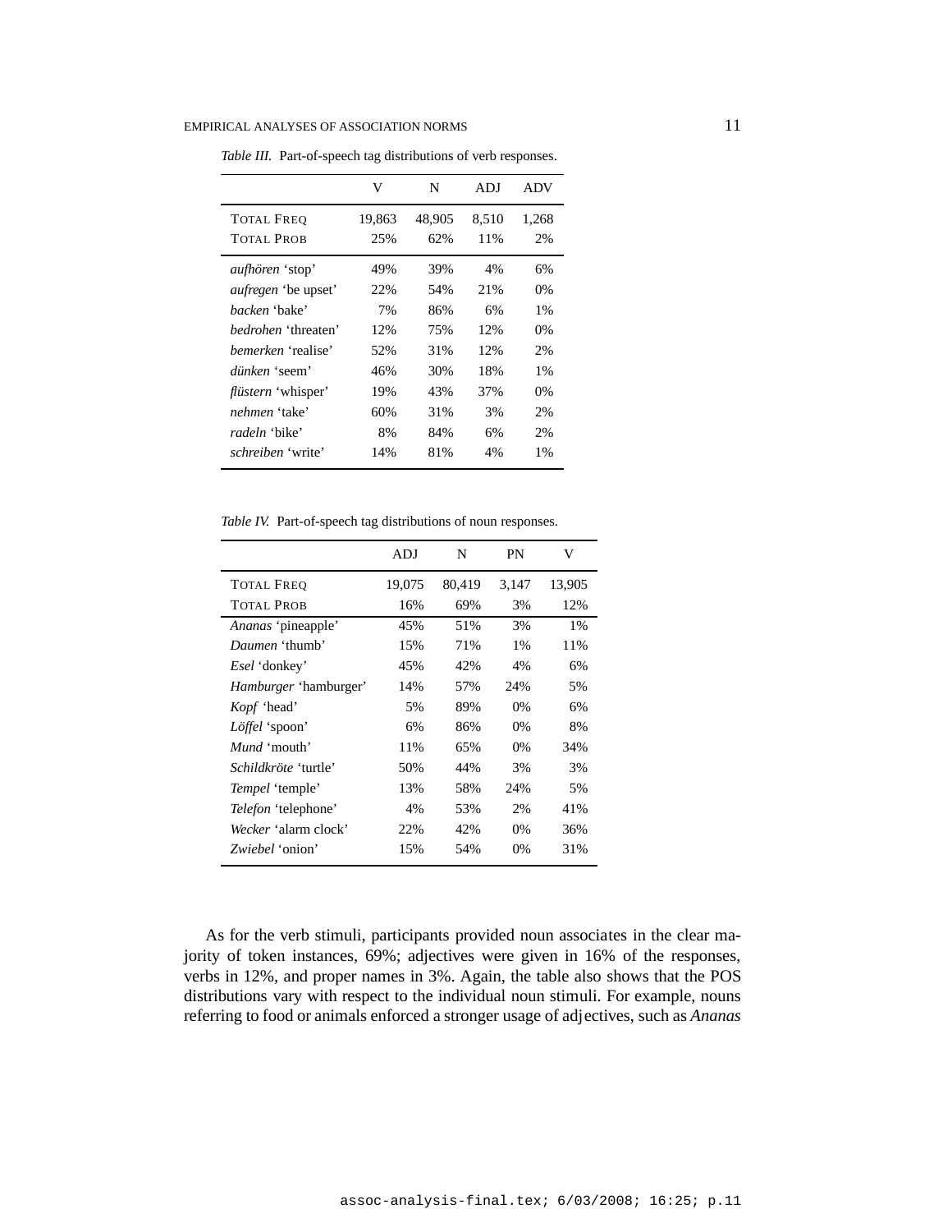*Table III.* Part-of-speech tag distributions of verb responses.

| | V | N | ADJ | ADV |
|---|---|---|---|---|
| TOTAL FREQ | 19,863 | 48,905 | 8,510 | 1,268 |
| TOTAL PROB | 25% | 62% | 11% | 2% |
| *aufhören* 'stop' | 49% | 39% | 4% | 6% |
| *aufregen* 'be upset' | 22% | 54% | 21% | 0% |
| *backen* 'bake' | 7% | 86% | 6% | 1% |
| *bedrohen* 'threaten' | 12% | 75% | 12% | 0% |
| *bemerken* 'realise' | 52% | 31% | 12% | 2% |
| *dünken* 'seem' | 46% | 30% | 18% | 1% |
| *flüstern* 'whisper' | 19% | 43% | 37% | 0% |
| *nehmen* 'take' | 60% | 31% | 3% | 2% |
| *radeln* 'bike' | 8% | 84% | 6% | 2% |
| *schreiben* 'write' | 14% | 81% | 4% | 1% |

*Table IV.* Part-of-speech tag distributions of noun responses.

| | ADJ | N | PN | V |
|---|---|---|---|---|
| TOTAL FREQ | 19,075 | 80,419 | 3,147 | 13,905 |
| TOTAL PROB | 16% | 69% | 3% | 12% |
| *Ananas* 'pineapple' | 45% | 51% | 3% | 1% |
| *Daumen* 'thumb' | 15% | 71% | 1% | 11% |
| *Esel* 'donkey' | 45% | 42% | 4% | 6% |
| *Hamburger* 'hamburger' | 14% | 57% | 24% | 5% |
| *Kopf* 'head' | 5% | 89% | 0% | 6% |
| *Löffel* 'spoon' | 6% | 86% | 0% | 8% |
| *Mund* 'mouth' | 11% | 65% | 0% | 34% |
| *Schildkröte* 'turtle' | 50% | 44% | 3% | 3% |
| *Tempel* 'temple' | 13% | 58% | 24% | 5% |
| *Telefon* 'telephone' | 4% | 53% | 2% | 41% |
| *Wecker* 'alarm clock' | 22% | 42% | 0% | 36% |
| *Zwiebel* 'onion' | 15% | 54% | 0% | 31% |

As for the verb stimuli, participants provided noun associates in the clear majority of token instances, 69%; adjectives were given in 16% of the responses, verbs in 12%, and proper names in 3%. Again, the table also shows that the POS distributions vary with respect to the individual noun stimuli. For example, nouns referring to food or animals enforced a stronger usage of adjectives, such as *Ananas*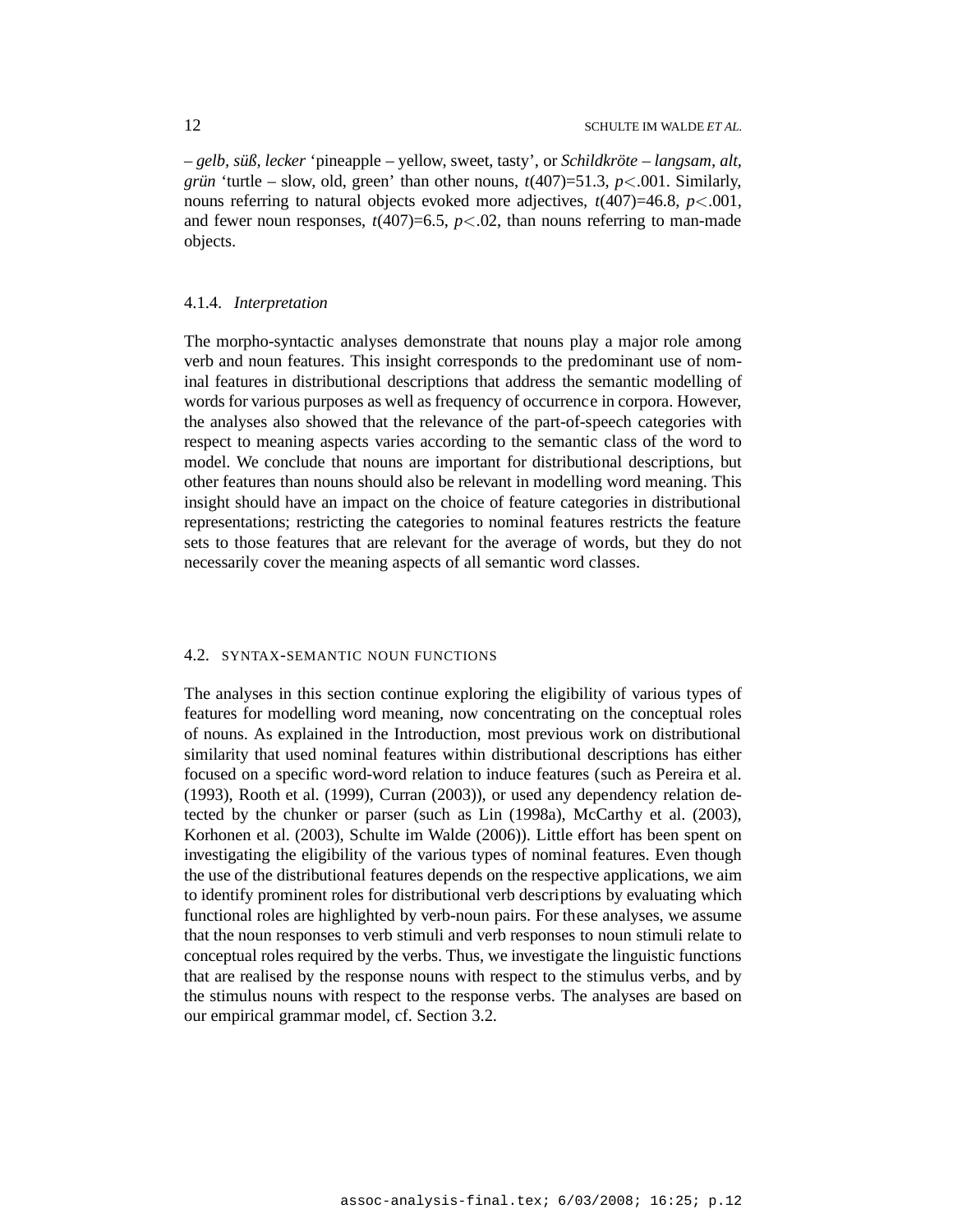– *gelb, süß, lecker* ‘pineapple – yellow, sweet, tasty’, or *Schildkröte – langsam, alt, grün* ‘turtle – slow, old, green’ than other nouns, $t(407)=51.3$, $p<.001$. Similarly, nouns referring to natural objects evoked more adjectives, $t(407)=46.8$, $p<.001$, and fewer noun responses, $t(407)=6.5$, $p<.02$, than nouns referring to man-made objects.

#### 4.1.4. *Interpretation*

The morpho-syntactic analyses demonstrate that nouns play a major role among verb and noun features. This insight corresponds to the predominant use of nominal features in distributional descriptions that address the semantic modelling of words for various purposes as well as frequency of occurrence in corpora. However, the analyses also showed that the relevance of the part-of-speech categories with respect to meaning aspects varies according to the semantic class of the word to model. We conclude that nouns are important for distributional descriptions, but other features than nouns should also be relevant in modelling word meaning. This insight should have an impact on the choice of feature categories in distributional representations; restricting the categories to nominal features restricts the feature sets to those features that are relevant for the average of words, but they do not necessarily cover the meaning aspects of all semantic word classes.

### 4.2. SYNTAX-SEMANTIC NOUN FUNCTIONS

The analyses in this section continue exploring the eligibility of various types of features for modelling word meaning, now concentrating on the conceptual roles of nouns. As explained in the Introduction, most previous work on distributional similarity that used nominal features within distributional descriptions has either focused on a specific word-word relation to induce features (such as Pereira et al. (1993), Rooth et al. (1999), Curran (2003)), or used any dependency relation detected by the chunker or parser (such as Lin (1998a), McCarthy et al. (2003), Korhonen et al. (2003), Schulte im Walde (2006)). Little effort has been spent on investigating the eligibility of the various types of nominal features. Even though the use of the distributional features depends on the respective applications, we aim to identify prominent roles for distributional verb descriptions by evaluating which functional roles are highlighted by verb-noun pairs. For these analyses, we assume that the noun responses to verb stimuli and verb responses to noun stimuli relate to conceptual roles required by the verbs. Thus, we investigate the linguistic functions that are realised by the response nouns with respect to the stimulus verbs, and by the stimulus nouns with respect to the response verbs. The analyses are based on our empirical grammar model, cf. Section 3.2.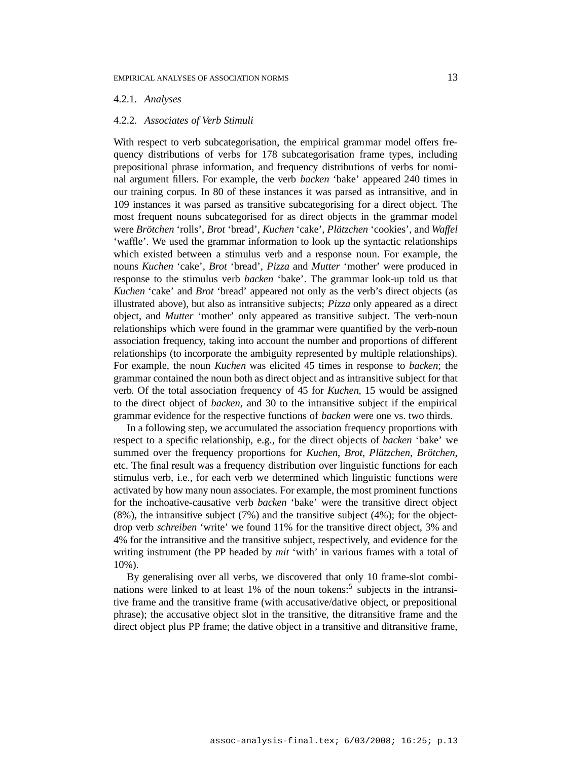#### 4.2.1. *Analyses*

#### 4.2.2. *Associates of Verb Stimuli*

With respect to verb subcategorisation, the empirical grammar model offers frequency distributions of verbs for 178 subcategorisation frame types, including prepositional phrase information, and frequency distributions of verbs for nominal argument fillers. For example, the verb *backen* 'bake' appeared 240 times in our training corpus. In 80 of these instances it was parsed as intransitive, and in 109 instances it was parsed as transitive subcategorising for a direct object. The most frequent nouns subcategorised for as direct objects in the grammar model were *Brötchen* 'rolls', *Brot* 'bread', *Kuchen* 'cake', *Plätzchen* 'cookies', and *Waffel* 'waffle'. We used the grammar information to look up the syntactic relationships which existed between a stimulus verb and a response noun. For example, the nouns *Kuchen* 'cake', *Brot* 'bread', *Pizza* and *Mutter* 'mother' were produced in response to the stimulus verb *backen* 'bake'. The grammar look-up told us that *Kuchen* 'cake' and *Brot* 'bread' appeared not only as the verb's direct objects (as illustrated above), but also as intransitive subjects; *Pizza* only appeared as a direct object, and *Mutter* 'mother' only appeared as transitive subject. The verb-noun relationships which were found in the grammar were quantified by the verb-noun association frequency, taking into account the number and proportions of different relationships (to incorporate the ambiguity represented by multiple relationships). For example, the noun *Kuchen* was elicited 45 times in response to *backen*; the grammar contained the noun both as direct object and as intransitive subject for that verb. Of the total association frequency of 45 for *Kuchen*, 15 would be assigned to the direct object of *backen*, and 30 to the intransitive subject if the empirical grammar evidence for the respective functions of *backen* were one vs. two thirds.

In a following step, we accumulated the association frequency proportions with respect to a specific relationship, e.g., for the direct objects of *backen* 'bake' we summed over the frequency proportions for *Kuchen*, *Brot*, *Plätzchen*, *Brötchen*, etc. The final result was a frequency distribution over linguistic functions for each stimulus verb, i.e., for each verb we determined which linguistic functions were activated by how many noun associates. For example, the most prominent functions for the inchoative-causative verb *backen* 'bake' were the transitive direct object (8%), the intransitive subject (7%) and the transitive subject (4%); for the object-drop verb *schreiben* 'write' we found 11% for the transitive direct object, 3% and 4% for the intransitive and the transitive subject, respectively, and evidence for the writing instrument (the PP headed by *mit* 'with' in various frames with a total of 10%).

By generalising over all verbs, we discovered that only 10 frame-slot combinations were linked to at least 1% of the noun tokens:[5] subjects in the intransitive frame and the transitive frame (with accusative/dative object, or prepositional phrase); the accusative object slot in the transitive, the ditransitive frame and the direct object plus PP frame; the dative object in a transitive and ditransitive frame,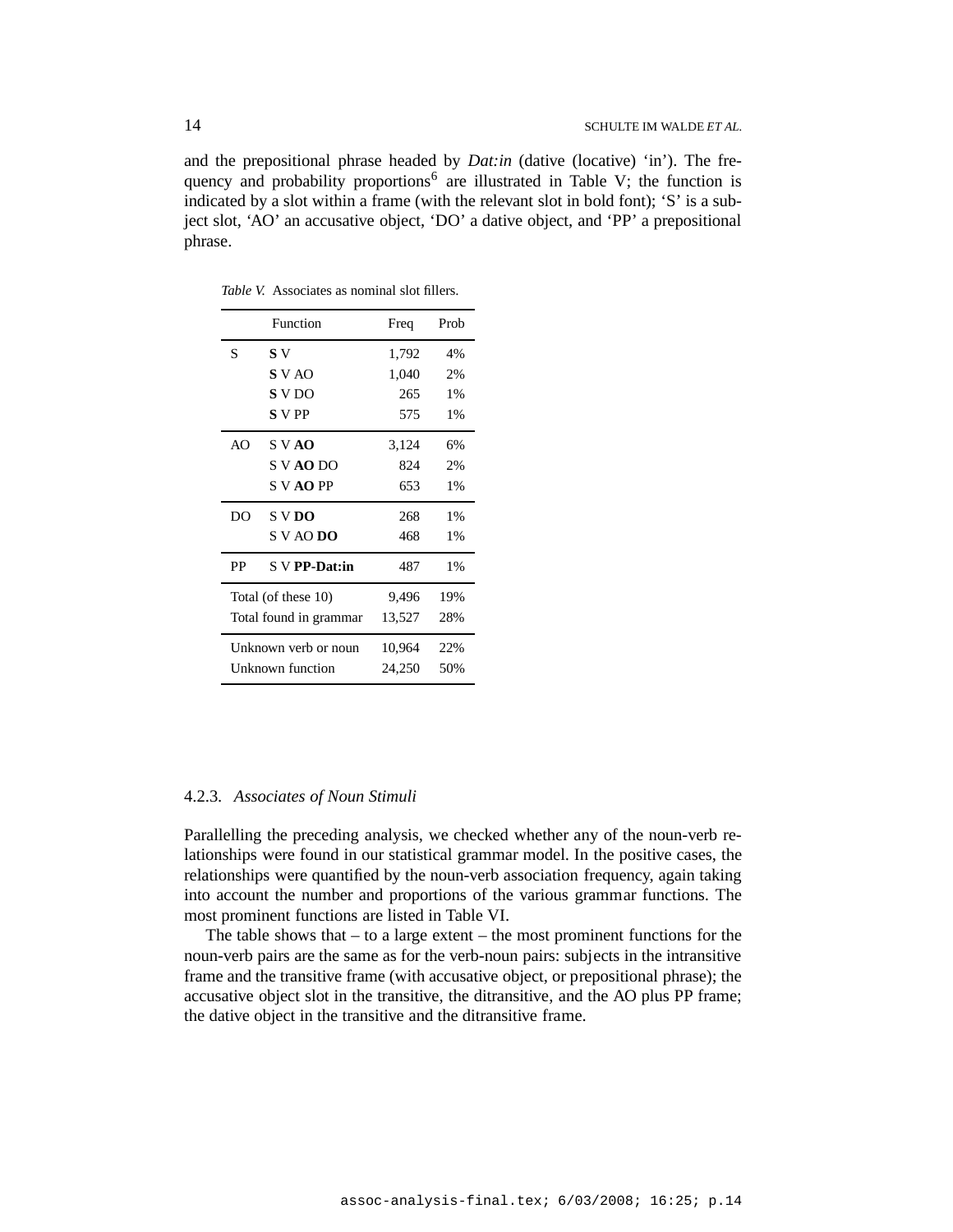and the prepositional phrase headed by *Dat:in* (dative (locative) 'in'). The frequency and probability proportions[6] are illustrated in Table V; the function is indicated by a slot within a frame (with the relevant slot in bold font); 'S' is a subject slot, 'AO' an accusative object, 'DO' a dative object, and 'PP' a prepositional phrase.

*Table V.* Associates as nominal slot fillers.

| | Function | Freq | Prob |
|---|---|---|---|
| S | **S** V | 1,792 | 4% |
| | **S** V AO | 1,040 | 2% |
| | **S** V DO | 265 | 1% |
| | **S** V PP | 575 | 1% |
| AO | S V **AO** | 3,124 | 6% |
| | S V **AO** DO | 824 | 2% |
| | S V **AO** PP | 653 | 1% |
| DO | S V **DO** | 268 | 1% |
| | S V AO **DO** | 468 | 1% |
| PP | S V **PP-Dat:in** | 487 | 1% |
| Total (of these 10) | | 9,496 | 19% |
| Total found in grammar | | 13,527 | 28% |
| Unknown verb or noun | | 10,964 | 22% |
| Unknown function | | 24,250 | 50% |

### 4.2.3. *Associates of Noun Stimuli*

Parallelling the preceding analysis, we checked whether any of the noun-verb relationships were found in our statistical grammar model. In the positive cases, the relationships were quantified by the noun-verb association frequency, again taking into account the number and proportions of the various grammar functions. The most prominent functions are listed in Table VI.

The table shows that – to a large extent – the most prominent functions for the noun-verb pairs are the same as for the verb-noun pairs: subjects in the intransitive frame and the transitive frame (with accusative object, or prepositional phrase); the accusative object slot in the transitive, the ditransitive, and the AO plus PP frame; the dative object in the transitive and the ditransitive frame.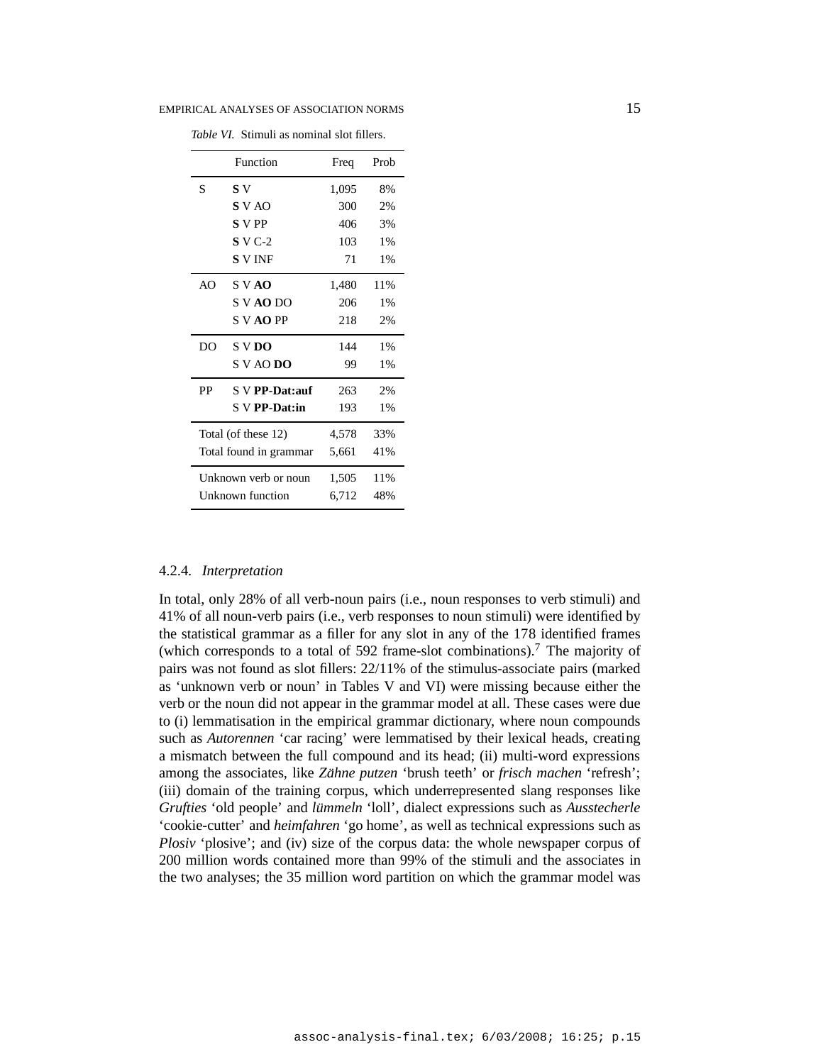*Table VI.* Stimuli as nominal slot fillers.

| | Function | Freq | Prob |
|---|---|---|---|
| S | **S** V | 1,095 | 8% |
| | **S** V AO | 300 | 2% |
| | **S** V PP | 406 | 3% |
| | **S** V C-2 | 103 | 1% |
| | **S** V INF | 71 | 1% |
| AO | S V **AO** | 1,480 | 11% |
| | S V **AO** DO | 206 | 1% |
| | S V **AO** PP | 218 | 2% |
| DO | S V **DO** | 144 | 1% |
| | S V AO **DO** | 99 | 1% |
| PP | S V **PP-Dat:auf** | 263 | 2% |
| | S V **PP-Dat:in** | 193 | 1% |
| Total (of these 12) | | 4,578 | 33% |
| Total found in grammar | | 5,661 | 41% |
| Unknown verb or noun | | 1,505 | 11% |
| Unknown function | | 6,712 | 48% |

### 4.2.4. *Interpretation*

In total, only 28% of all verb-noun pairs (i.e., noun responses to verb stimuli) and 41% of all noun-verb pairs (i.e., verb responses to noun stimuli) were identified by the statistical grammar as a filler for any slot in any of the 178 identified frames (which corresponds to a total of 592 frame-slot combinations).[7] The majority of pairs was not found as slot fillers: 22/11% of the stimulus-associate pairs (marked as 'unknown verb or noun' in Tables V and VI) were missing because either the verb or the noun did not appear in the grammar model at all. These cases were due to (i) lemmatisation in the empirical grammar dictionary, where noun compounds such as *Autorennen* 'car racing' were lemmatised by their lexical heads, creating a mismatch between the full compound and its head; (ii) multi-word expressions among the associates, like *Zähne putzen* 'brush teeth' or *frisch machen* 'refresh'; (iii) domain of the training corpus, which underrepresented slang responses like *Grufties* 'old people' and *lümmeln* 'loll', dialect expressions such as *Ausstecherle* 'cookie-cutter' and *heimfahren* 'go home', as well as technical expressions such as *Plosiv* 'plosive'; and (iv) size of the corpus data: the whole newspaper corpus of 200 million words contained more than 99% of the stimuli and the associates in the two analyses; the 35 million word partition on which the grammar model was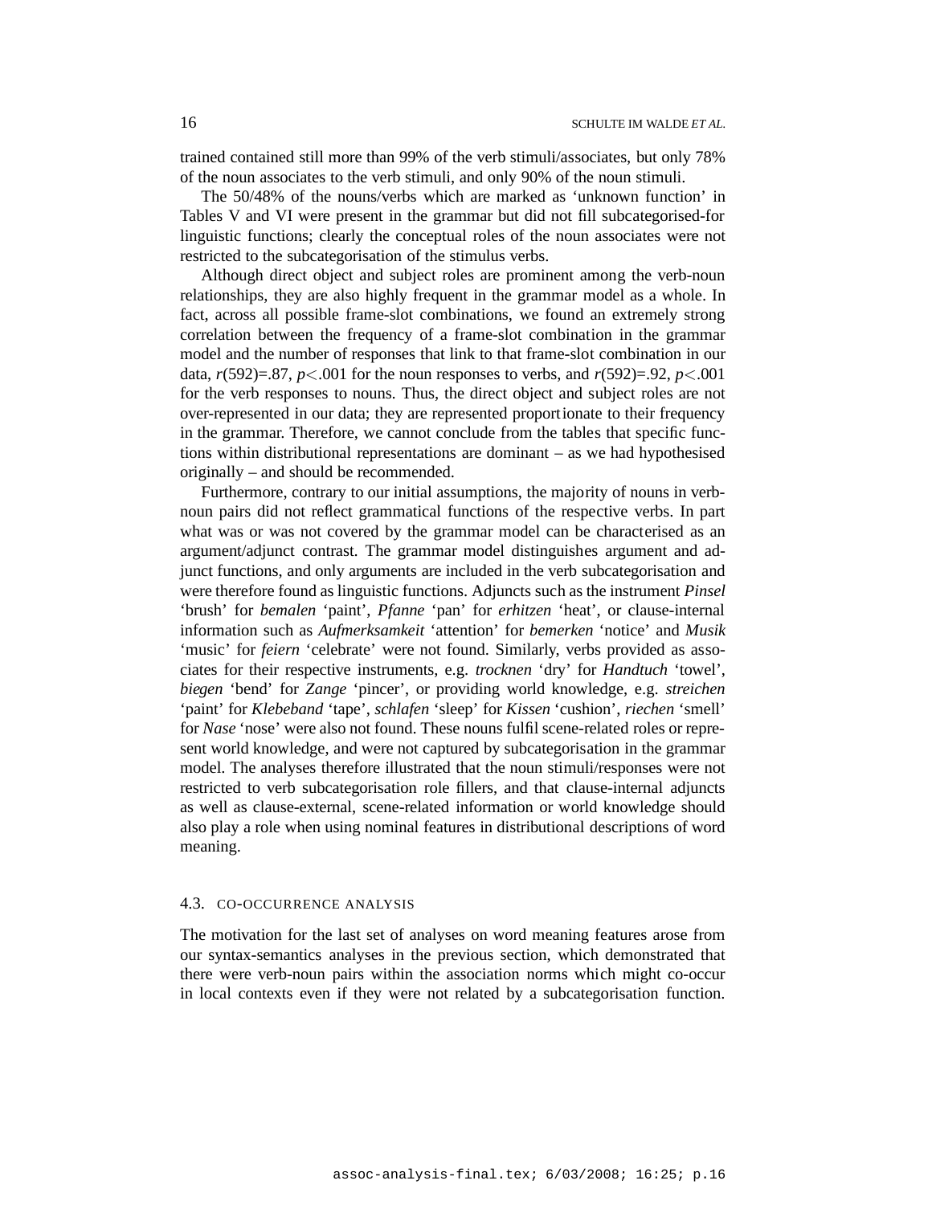trained contained still more than 99% of the verb stimuli/associates, but only 78% of the noun associates to the verb stimuli, and only 90% of the noun stimuli.

The 50/48% of the nouns/verbs which are marked as 'unknown function' in Tables V and VI were present in the grammar but did not fill subcategorised-for linguistic functions; clearly the conceptual roles of the noun associates were not restricted to the subcategorisation of the stimulus verbs.

Although direct object and subject roles are prominent among the verb-noun relationships, they are also highly frequent in the grammar model as a whole. In fact, across all possible frame-slot combinations, we found an extremely strong correlation between the frequency of a frame-slot combination in the grammar model and the number of responses that link to that frame-slot combination in our data, $r(592)=.87$, $p<.001$ for the noun responses to verbs, and $r(592)=.92$, $p<.001$ for the verb responses to nouns. Thus, the direct object and subject roles are not over-represented in our data; they are represented proportionate to their frequency in the grammar. Therefore, we cannot conclude from the tables that specific functions within distributional representations are dominant – as we had hypothesised originally – and should be recommended.

Furthermore, contrary to our initial assumptions, the majority of nouns in verb-noun pairs did not reflect grammatical functions of the respective verbs. In part what was or was not covered by the grammar model can be characterised as an argument/adjunct contrast. The grammar model distinguishes argument and adjunct functions, and only arguments are included in the verb subcategorisation and were therefore found as linguistic functions. Adjuncts such as the instrument *Pinsel* 'brush' for *bemalen* 'paint', *Pfanne* 'pan' for *erhitzen* 'heat', or clause-internal information such as *Aufmerksamkeit* 'attention' for *bemerken* 'notice' and *Musik* 'music' for *feiern* 'celebrate' were not found. Similarly, verbs provided as associates for their respective instruments, e.g. *trocknen* 'dry' for *Handtuch* 'towel', *biegen* 'bend' for *Zange* 'pincer', or providing world knowledge, e.g. *streichen* 'paint' for *Klebeband* 'tape', *schlafen* 'sleep' for *Kissen* 'cushion', *riechen* 'smell' for *Nase* 'nose' were also not found. These nouns fulfil scene-related roles or represent world knowledge, and were not captured by subcategorisation in the grammar model. The analyses therefore illustrated that the noun stimuli/responses were not restricted to verb subcategorisation role fillers, and that clause-internal adjuncts as well as clause-external, scene-related information or world knowledge should also play a role when using nominal features in distributional descriptions of word meaning.

### 4.3. CO-OCCURRENCE ANALYSIS

The motivation for the last set of analyses on word meaning features arose from our syntax-semantics analyses in the previous section, which demonstrated that there were verb-noun pairs within the association norms which might co-occur in local contexts even if they were not related by a subcategorisation function.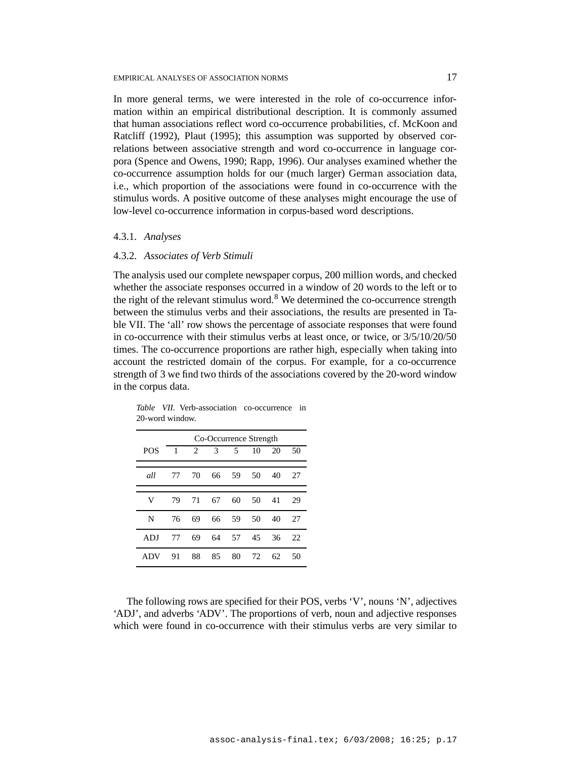In more general terms, we were interested in the role of co-occurrence information within an empirical distributional description. It is commonly assumed that human associations reflect word co-occurrence probabilities, cf. McKoon and Ratcliff (1992), Plaut (1995); this assumption was supported by observed correlations between associative strength and word co-occurrence in language corpora (Spence and Owens, 1990; Rapp, 1996). Our analyses examined whether the co-occurrence assumption holds for our (much larger) German association data, i.e., which proportion of the associations were found in co-occurrence with the stimulus words. A positive outcome of these analyses might encourage the use of low-level co-occurrence information in corpus-based word descriptions.

#### 4.3.1. *Analyses*

#### 4.3.2. *Associates of Verb Stimuli*

The analysis used our complete newspaper corpus, 200 million words, and checked whether the associate responses occurred in a window of 20 words to the left or to the right of the relevant stimulus word.[8] We determined the co-occurrence strength between the stimulus verbs and their associations, the results are presented in Table VII. The 'all' row shows the percentage of associate responses that were found in co-occurrence with their stimulus verbs at least once, or twice, or 3/5/10/20/50 times. The co-occurrence proportions are rather high, especially when taking into account the restricted domain of the corpus. For example, for a co-occurrence strength of 3 we find two thirds of the associations covered by the 20-word window in the corpus data.

*Table VII.* Verb-association co-occurrence in 20-word window.

| | Co-Occurrence Strength | | | | | | |
|---|---|---|---|---|---|---|---|
| POS | 1 | 2 | 3 | 5 | 10 | 20 | 50 |
| *all* | 77 | 70 | 66 | 59 | 50 | 40 | 27 |
| V | 79 | 71 | 67 | 60 | 50 | 41 | 29 |
| N | 76 | 69 | 66 | 59 | 50 | 40 | 27 |
| ADJ | 77 | 69 | 64 | 57 | 45 | 36 | 22 |
| ADV | 91 | 88 | 85 | 80 | 72 | 62 | 50 |

The following rows are specified for their POS, verbs 'V', nouns 'N', adjectives 'ADJ', and adverbs 'ADV'. The proportions of verb, noun and adjective responses which were found in co-occurrence with their stimulus verbs are very similar to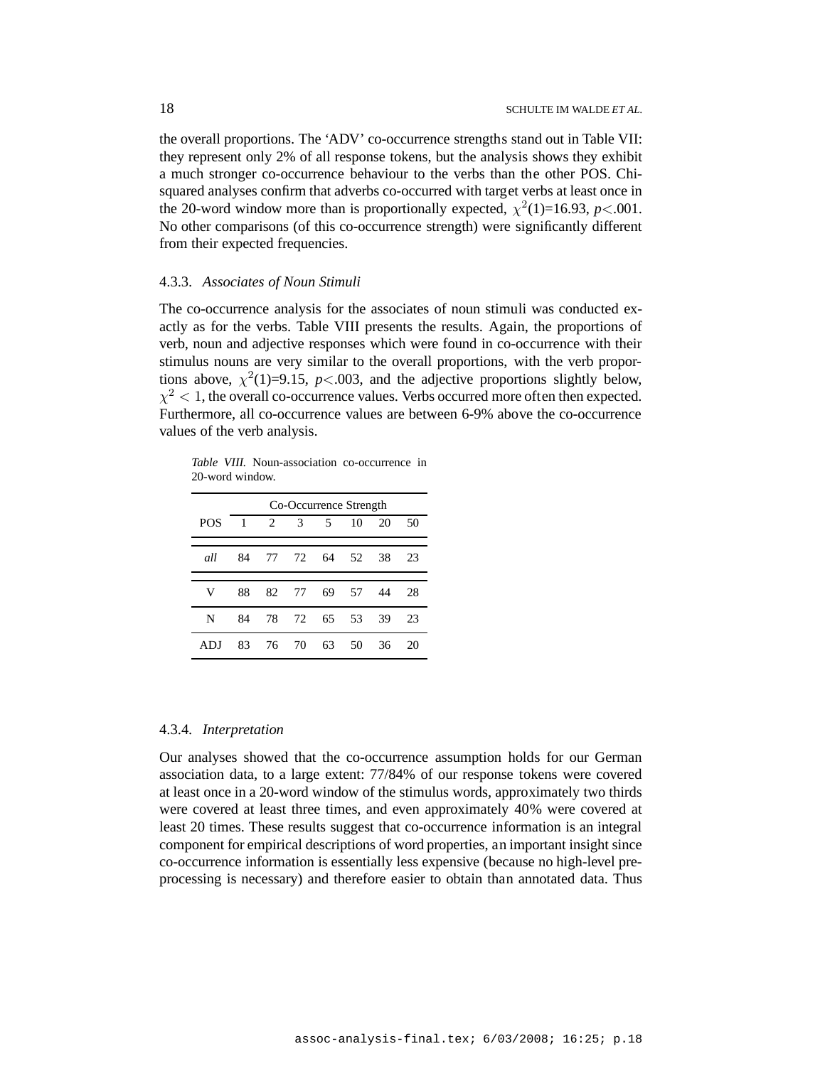the overall proportions. The 'ADV' co-occurrence strengths stand out in Table VII: they represent only 2% of all response tokens, but the analysis shows they exhibit a much stronger co-occurrence behaviour to the verbs than the other POS. Chi-squared analyses confirm that adverbs co-occurred with target verbs at least once in the 20-word window more than is proportionally expected, $\chi^2(1)$=16.93, $p<.001$. No other comparisons (of this co-occurrence strength) were significantly different from their expected frequencies.

### 4.3.3. *Associates of Noun Stimuli*

The co-occurrence analysis for the associates of noun stimuli was conducted exactly as for the verbs. Table VIII presents the results. Again, the proportions of verb, noun and adjective responses which were found in co-occurrence with their stimulus nouns are very similar to the overall proportions, with the verb proportions above, $\chi^2(1)$=9.15, $p<.003$, and the adjective proportions slightly below, $\chi^2 < 1$, the overall co-occurrence values. Verbs occurred more often then expected. Furthermore, all co-occurrence values are between 6-9% above the co-occurrence values of the verb analysis.

*Table VIII.* Noun-association co-occurrence in 20-word window.

| | Co-Occurrence Strength | | | | | | |
|---|---|---|---|---|---|---|---|
| POS | 1 | 2 | 3 | 5 | 10 | 20 | 50 |
| *all* | 84 | 77 | 72 | 64 | 52 | 38 | 23 |
| V | 88 | 82 | 77 | 69 | 57 | 44 | 28 |
| N | 84 | 78 | 72 | 65 | 53 | 39 | 23 |
| ADJ | 83 | 76 | 70 | 63 | 50 | 36 | 20 |

### 4.3.4. *Interpretation*

Our analyses showed that the co-occurrence assumption holds for our German association data, to a large extent: 77/84% of our response tokens were covered at least once in a 20-word window of the stimulus words, approximately two thirds were covered at least three times, and even approximately 40% were covered at least 20 times. These results suggest that co-occurrence information is an integral component for empirical descriptions of word properties, an important insight since co-occurrence information is essentially less expensive (because no high-level pre-processing is necessary) and therefore easier to obtain than annotated data. Thus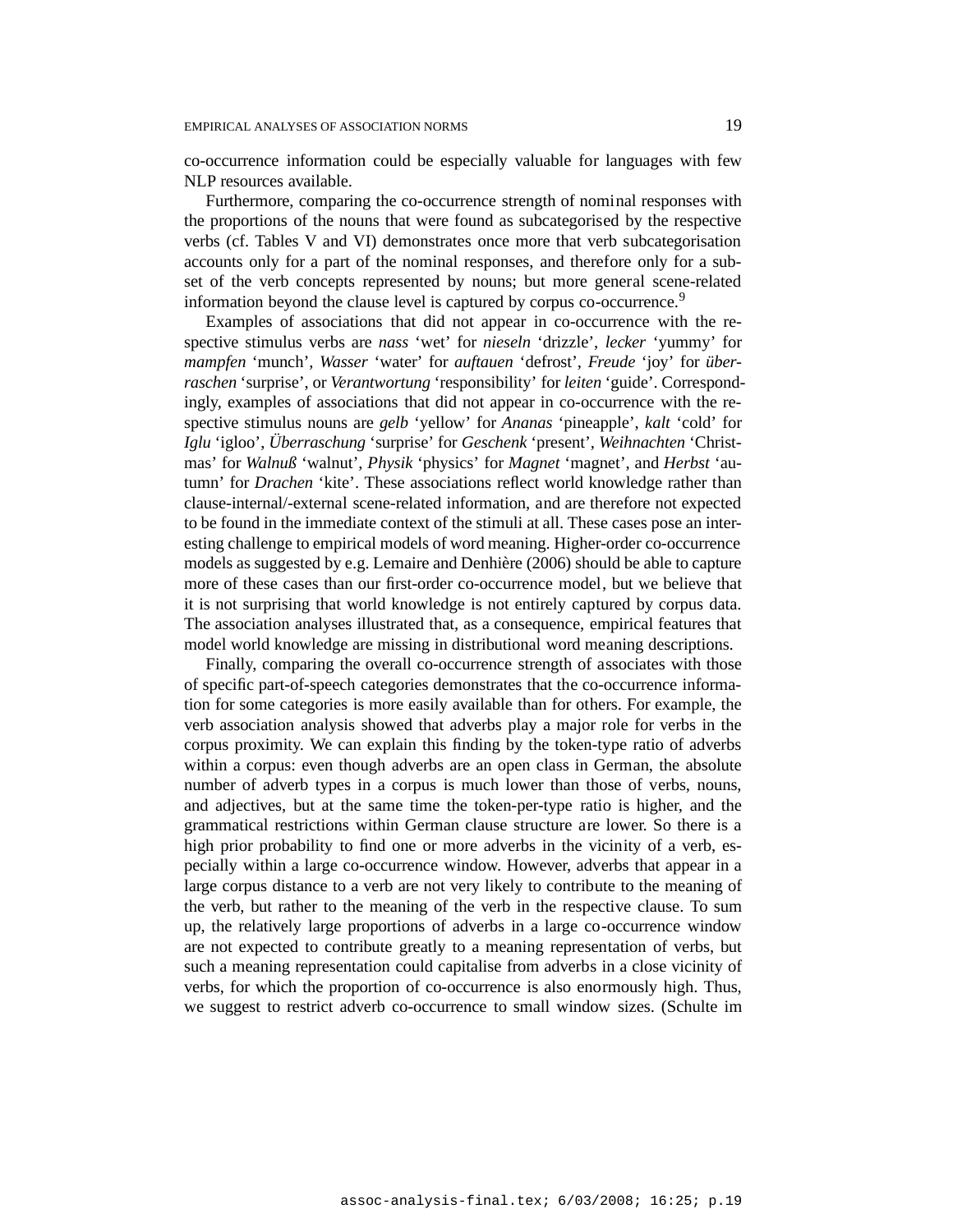co-occurrence information could be especially valuable for languages with few NLP resources available.

Furthermore, comparing the co-occurrence strength of nominal responses with the proportions of the nouns that were found as subcategorised by the respective verbs (cf. Tables V and VI) demonstrates once more that verb subcategorisation accounts only for a part of the nominal responses, and therefore only for a subset of the verb concepts represented by nouns; but more general scene-related information beyond the clause level is captured by corpus co-occurrence.[9]

Examples of associations that did not appear in co-occurrence with the respective stimulus verbs are *nass* 'wet' for *nieseln* 'drizzle', *lecker* 'yummy' for *mampfen* 'munch', *Wasser* 'water' for *auftauen* 'defrost', *Freude* 'joy' for *überraschen* 'surprise', or *Verantwortung* 'responsibility' for *leiten* 'guide'. Correspondingly, examples of associations that did not appear in co-occurrence with the respective stimulus nouns are *gelb* 'yellow' for *Ananas* 'pineapple', *kalt* 'cold' for *Iglu* 'igloo', *Überraschung* 'surprise' for *Geschenk* 'present', *Weihnachten* 'Christmas' for *Walnuß* 'walnut', *Physik* 'physics' for *Magnet* 'magnet', and *Herbst* 'autumn' for *Drachen* 'kite'. These associations reflect world knowledge rather than clause-internal/-external scene-related information, and are therefore not expected to be found in the immediate context of the stimuli at all. These cases pose an interesting challenge to empirical models of word meaning. Higher-order co-occurrence models as suggested by e.g. Lemaire and Denhière (2006) should be able to capture more of these cases than our first-order co-occurrence model, but we believe that it is not surprising that world knowledge is not entirely captured by corpus data. The association analyses illustrated that, as a consequence, empirical features that model world knowledge are missing in distributional word meaning descriptions.

Finally, comparing the overall co-occurrence strength of associates with those of specific part-of-speech categories demonstrates that the co-occurrence information for some categories is more easily available than for others. For example, the verb association analysis showed that adverbs play a major role for verbs in the corpus proximity. We can explain this finding by the token-type ratio of adverbs within a corpus: even though adverbs are an open class in German, the absolute number of adverb types in a corpus is much lower than those of verbs, nouns, and adjectives, but at the same time the token-per-type ratio is higher, and the grammatical restrictions within German clause structure are lower. So there is a high prior probability to find one or more adverbs in the vicinity of a verb, especially within a large co-occurrence window. However, adverbs that appear in a large corpus distance to a verb are not very likely to contribute to the meaning of the verb, but rather to the meaning of the verb in the respective clause. To sum up, the relatively large proportions of adverbs in a large co-occurrence window are not expected to contribute greatly to a meaning representation of verbs, but such a meaning representation could capitalise from adverbs in a close vicinity of verbs, for which the proportion of co-occurrence is also enormously high. Thus, we suggest to restrict adverb co-occurrence to small window sizes. (Schulte im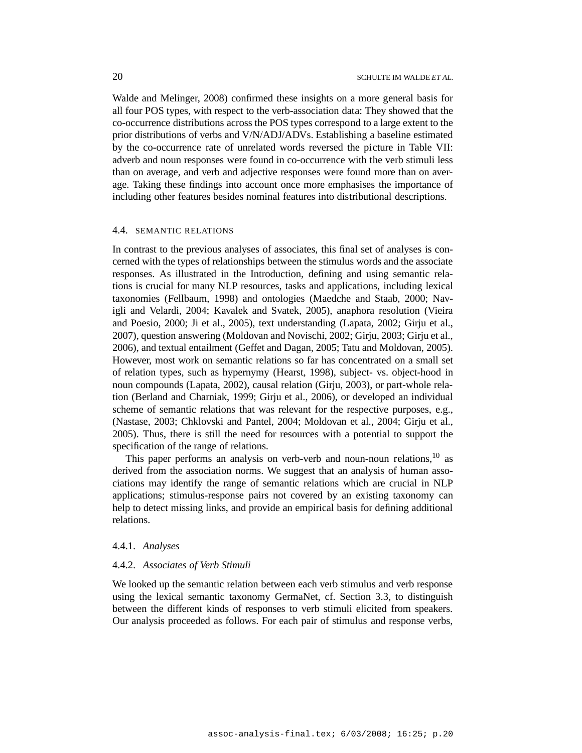Walde and Melinger, 2008) confirmed these insights on a more general basis for all four POS types, with respect to the verb-association data: They showed that the co-occurrence distributions across the POS types correspond to a large extent to the prior distributions of verbs and V/N/ADJ/ADVs. Establishing a baseline estimated by the co-occurrence rate of unrelated words reversed the picture in Table VII: adverb and noun responses were found in co-occurrence with the verb stimuli less than on average, and verb and adjective responses were found more than on average. Taking these findings into account once more emphasises the importance of including other features besides nominal features into distributional descriptions.

### 4.4. SEMANTIC RELATIONS

In contrast to the previous analyses of associates, this final set of analyses is concerned with the types of relationships between the stimulus words and the associate responses. As illustrated in the Introduction, defining and using semantic relations is crucial for many NLP resources, tasks and applications, including lexical taxonomies (Fellbaum, 1998) and ontologies (Maedche and Staab, 2000; Navigli and Velardi, 2004; Kavalek and Svatek, 2005), anaphora resolution (Vieira and Poesio, 2000; Ji et al., 2005), text understanding (Lapata, 2002; Girju et al., 2007), question answering (Moldovan and Novischi, 2002; Girju, 2003; Girju et al., 2006), and textual entailment (Geffet and Dagan, 2005; Tatu and Moldovan, 2005). However, most work on semantic relations so far has concentrated on a small set of relation types, such as hypernymy (Hearst, 1998), subject- vs. object-hood in noun compounds (Lapata, 2002), causal relation (Girju, 2003), or part-whole relation (Berland and Charniak, 1999; Girju et al., 2006), or developed an individual scheme of semantic relations that was relevant for the respective purposes, e.g., (Nastase, 2003; Chklovski and Pantel, 2004; Moldovan et al., 2004; Girju et al., 2005). Thus, there is still the need for resources with a potential to support the specification of the range of relations.

This paper performs an analysis on verb-verb and noun-noun relations,[10] as derived from the association norms. We suggest that an analysis of human associations may identify the range of semantic relations which are crucial in NLP applications; stimulus-response pairs not covered by an existing taxonomy can help to detect missing links, and provide an empirical basis for defining additional relations.

#### 4.4.1. *Analyses*

#### 4.4.2. *Associates of Verb Stimuli*

We looked up the semantic relation between each verb stimulus and verb response using the lexical semantic taxonomy GermaNet, cf. Section 3.3, to distinguish between the different kinds of responses to verb stimuli elicited from speakers. Our analysis proceeded as follows. For each pair of stimulus and response verbs,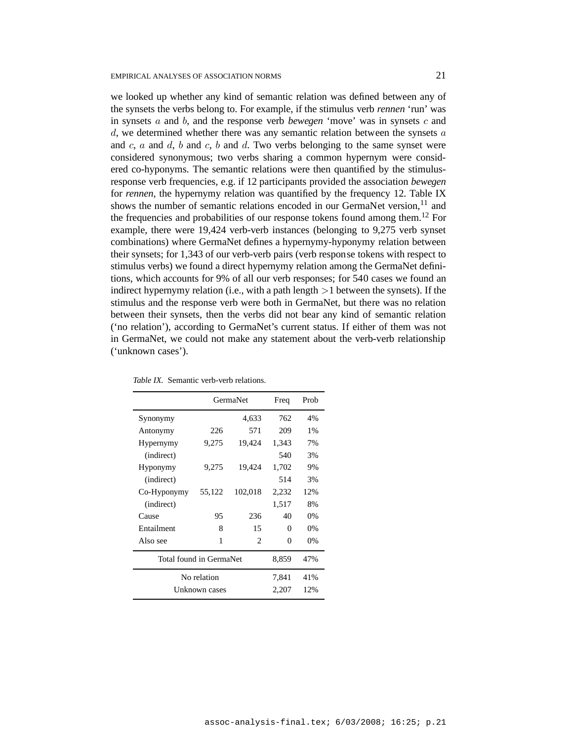we looked up whether any kind of semantic relation was defined between any of the synsets the verbs belong to. For example, if the stimulus verb *rennen* 'run' was in synsets $a$ and $b$, and the response verb *bewegen* 'move' was in synsets $c$ and $d$, we determined whether there was any semantic relation between the synsets $a$ and $c$, $a$ and $d$, $b$ and $c$, $b$ and $d$. Two verbs belonging to the same synset were considered synonymous; two verbs sharing a common hypernym were considered co-hyponyms. The semantic relations were then quantified by the stimulus-response verb frequencies, e.g. if 12 participants provided the association *bewegen* for *rennen*, the hypernymy relation was quantified by the frequency 12. Table IX shows the number of semantic relations encoded in our GermaNet version,[11] and the frequencies and probabilities of our response tokens found among them.[12] For example, there were 19,424 verb-verb instances (belonging to 9,275 verb synset combinations) where GermaNet defines a hypernymy-hyponymy relation between their synsets; for 1,343 of our verb-verb pairs (verb response tokens with respect to stimulus verbs) we found a direct hypernymy relation among the GermaNet definitions, which accounts for 9% of all our verb responses; for 540 cases we found an indirect hypernymy relation (i.e., with a path length $>1$ between the synsets). If the stimulus and the response verb were both in GermaNet, but there was no relation between their synsets, then the verbs did not bear any kind of semantic relation ('no relation'), according to GermaNet's current status. If either of them was not in GermaNet, we could not make any statement about the verb-verb relationship ('unknown cases').

*Table IX.* Semantic verb-verb relations.

| | GermaNet | | Freq | Prob |
|---|---|---|---|---|
| Synonymy | | 4,633 | 762 | 4% |
| Antonymy | 226 | 571 | 209 | 1% |
| Hypernymy | 9,275 | 19,424 | 1,343 | 7% |
| (indirect) | | | 540 | 3% |
| Hyponymy | 9,275 | 19,424 | 1,702 | 9% |
| (indirect) | | | 514 | 3% |
| Co-Hyponymy | 55,122 | 102,018 | 2,232 | 12% |
| (indirect) | | | 1,517 | 8% |
| Cause | 95 | 236 | 40 | 0% |
| Entailment | 8 | 15 | 0 | 0% |
| Also see | 1 | 2 | 0 | 0% |
| Total found in GermaNet | | | 8,859 | 47% |
| No relation | | | 7,841 | 41% |
| Unknown cases | | | 2,207 | 12% |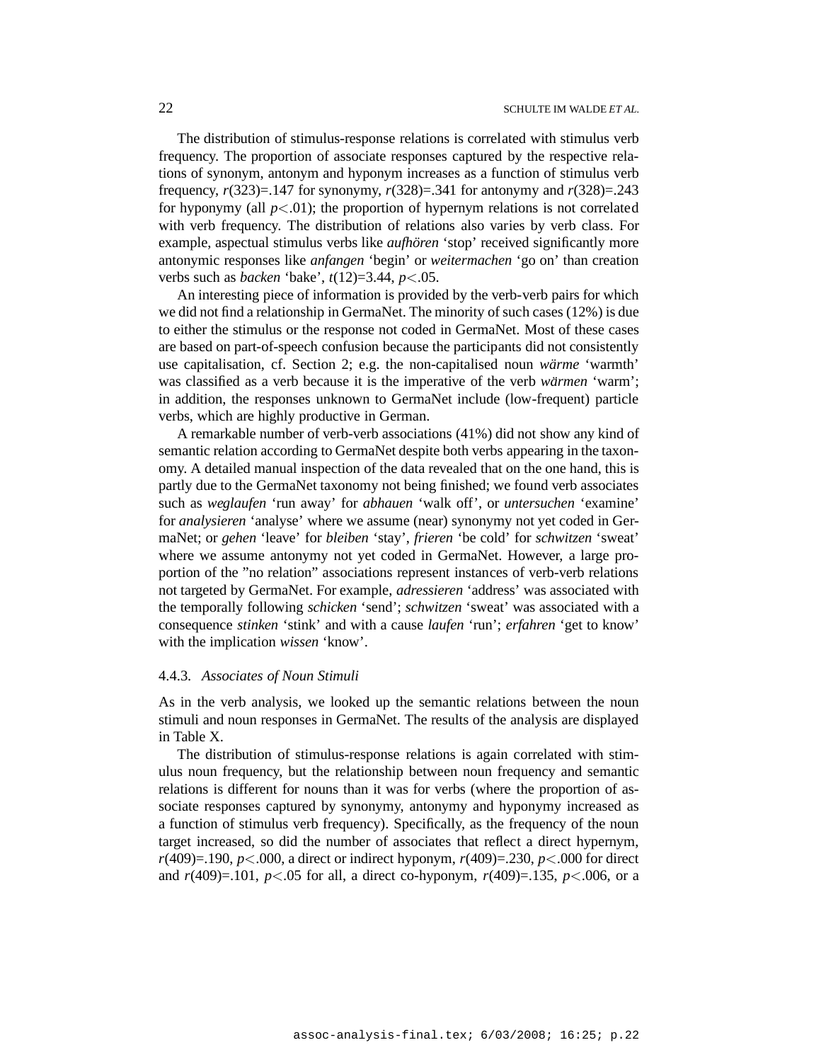The distribution of stimulus-response relations is correlated with stimulus verb frequency. The proportion of associate responses captured by the respective relations of synonym, antonym and hyponym increases as a function of stimulus verb frequency, $r(323)=.147$ for synonymy, $r(328)=.341$ for antonymy and $r(328)=.243$ for hyponymy (all $p<.01$); the proportion of hypernym relations is not correlated with verb frequency. The distribution of relations also varies by verb class. For example, aspectual stimulus verbs like *aufhören* 'stop' received significantly more antonymic responses like *anfangen* 'begin' or *weitermachen* 'go on' than creation verbs such as *backen* 'bake', $t(12)=3.44$, $p<.05$.

An interesting piece of information is provided by the verb-verb pairs for which we did not find a relationship in GermaNet. The minority of such cases (12%) is due to either the stimulus or the response not coded in GermaNet. Most of these cases are based on part-of-speech confusion because the participants did not consistently use capitalisation, cf. Section 2; e.g. the non-capitalised noun *wärme* 'warmth' was classified as a verb because it is the imperative of the verb *wärmen* 'warm'; in addition, the responses unknown to GermaNet include (low-frequent) particle verbs, which are highly productive in German.

A remarkable number of verb-verb associations (41%) did not show any kind of semantic relation according to GermaNet despite both verbs appearing in the taxonomy. A detailed manual inspection of the data revealed that on the one hand, this is partly due to the GermaNet taxonomy not being finished; we found verb associates such as *weglaufen* 'run away' for *abhauen* 'walk off', or *untersuchen* 'examine' for *analysieren* 'analyse' where we assume (near) synonymy not yet coded in GermaNet; or *gehen* 'leave' for *bleiben* 'stay', *frieren* 'be cold' for *schwitzen* 'sweat' where we assume antonymy not yet coded in GermaNet. However, a large proportion of the "no relation" associations represent instances of verb-verb relations not targeted by GermaNet. For example, *adressieren* 'address' was associated with the temporally following *schicken* 'send'; *schwitzen* 'sweat' was associated with a consequence *stinken* 'stink' and with a cause *laufen* 'run'; *erfahren* 'get to know' with the implication *wissen* 'know'.

#### 4.4.3. *Associates of Noun Stimuli*

As in the verb analysis, we looked up the semantic relations between the noun stimuli and noun responses in GermaNet. The results of the analysis are displayed in Table X.

The distribution of stimulus-response relations is again correlated with stimulus noun frequency, but the relationship between noun frequency and semantic relations is different for nouns than it was for verbs (where the proportion of associate responses captured by synonymy, antonymy and hyponymy increased as a function of stimulus verb frequency). Specifically, as the frequency of the noun target increased, so did the number of associates that reflect a direct hypernym, $r(409)=.190$, $p<.000$, a direct or indirect hyponym, $r(409)=.230$, $p<.000$ for direct and $r(409)=.101$, $p<.05$ for all, a direct co-hyponym, $r(409)=.135$, $p<.006$, or a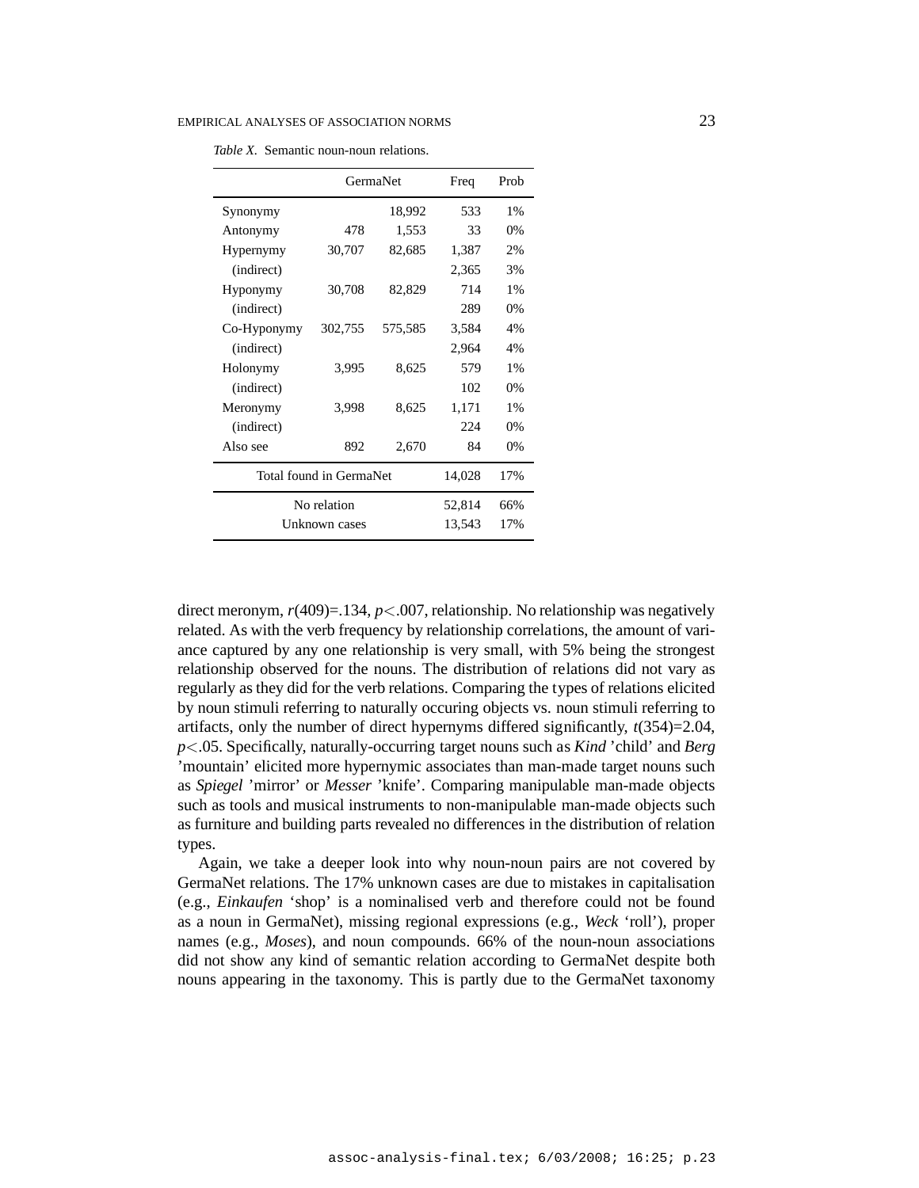*Table X.* Semantic noun-noun relations.

| | GermaNet | | Freq | Prob |
|---|---|---|---|---|
| Synonymy | | 18,992 | 533 | 1% |
| Antonymy | 478 | 1,553 | 33 | 0% |
| Hypernymy | 30,707 | 82,685 | 1,387 | 2% |
| (indirect) | | | 2,365 | 3% |
| Hyponymy | 30,708 | 82,829 | 714 | 1% |
| (indirect) | | | 289 | 0% |
| Co-Hyponymy | 302,755 | 575,585 | 3,584 | 4% |
| (indirect) | | | 2,964 | 4% |
| Holonymy | 3,995 | 8,625 | 579 | 1% |
| (indirect) | | | 102 | 0% |
| Meronymy | 3,998 | 8,625 | 1,171 | 1% |
| (indirect) | | | 224 | 0% |
| Also see | 892 | 2,670 | 84 | 0% |
| Total found in GermaNet | | | 14,028 | 17% |
| No relation | | | 52,814 | 66% |
| Unknown cases | | | 13,543 | 17% |

direct meronym, $r(409)=.134$, $p<.007$, relationship. No relationship was negatively related. As with the verb frequency by relationship correlations, the amount of variance captured by any one relationship is very small, with 5% being the strongest relationship observed for the nouns. The distribution of relations did not vary as regularly as they did for the verb relations. Comparing the types of relations elicited by noun stimuli referring to naturally occuring objects vs. noun stimuli referring to artifacts, only the number of direct hypernyms differed significantly, $t(354)=2.04$, $p<.05$. Specifically, naturally-occurring target nouns such as *Kind* 'child' and *Berg* 'mountain' elicited more hypernymic associates than man-made target nouns such as *Spiegel* 'mirror' or *Messer* 'knife'. Comparing manipulable man-made objects such as tools and musical instruments to non-manipulable man-made objects such as furniture and building parts revealed no differences in the distribution of relation types.

Again, we take a deeper look into why noun-noun pairs are not covered by GermaNet relations. The 17% unknown cases are due to mistakes in capitalisation (e.g., *Einkaufen* 'shop' is a nominalised verb and therefore could not be found as a noun in GermaNet), missing regional expressions (e.g., *Weck* 'roll'), proper names (e.g., *Moses*), and noun compounds. 66% of the noun-noun associations did not show any kind of semantic relation according to GermaNet despite both nouns appearing in the taxonomy. This is partly due to the GermaNet taxonomy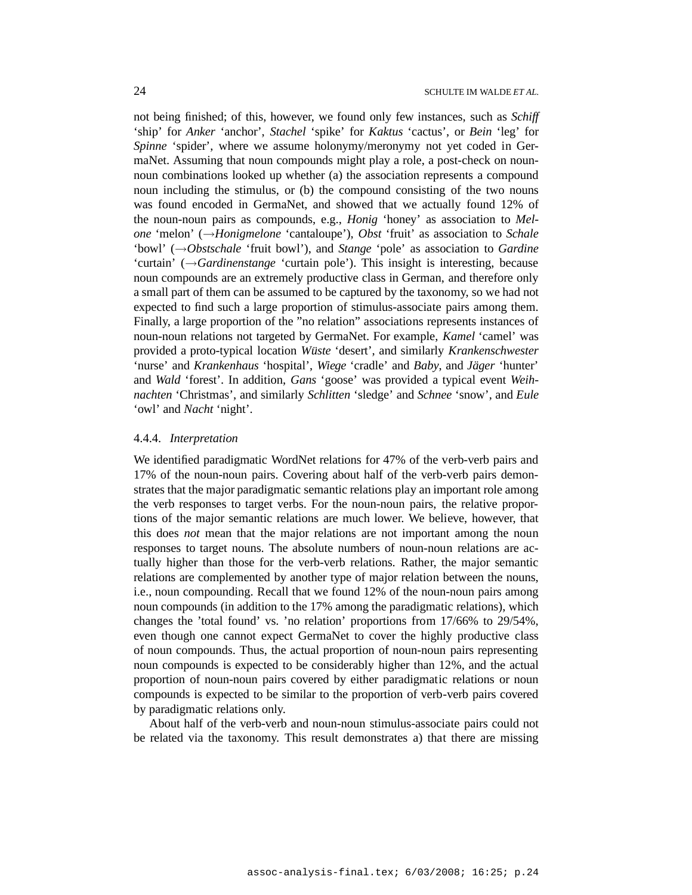not being finished; of this, however, we found only few instances, such as *Schiff* 'ship' for *Anker* 'anchor', *Stachel* 'spike' for *Kaktus* 'cactus', or *Bein* 'leg' for *Spinne* 'spider', where we assume holonymy/meronymy not yet coded in GermaNet. Assuming that noun compounds might play a role, a post-check on noun-noun combinations looked up whether (a) the association represents a compound noun including the stimulus, or (b) the compound consisting of the two nouns was found encoded in GermaNet, and showed that we actually found 12% of the noun-noun pairs as compounds, e.g., *Honig* 'honey' as association to *Melone* 'melon' (→*Honigmelone* 'cantaloupe'), *Obst* 'fruit' as association to *Schale* 'bowl' (→*Obstschale* 'fruit bowl'), and *Stange* 'pole' as association to *Gardine* 'curtain' (→*Gardinenstange* 'curtain pole'). This insight is interesting, because noun compounds are an extremely productive class in German, and therefore only a small part of them can be assumed to be captured by the taxonomy, so we had not expected to find such a large proportion of stimulus-associate pairs among them. Finally, a large proportion of the "no relation" associations represents instances of noun-noun relations not targeted by GermaNet. For example, *Kamel* 'camel' was provided a proto-typical location *Wüste* 'desert', and similarly *Krankenschwester* 'nurse' and *Krankenhaus* 'hospital', *Wiege* 'cradle' and *Baby*, and *Jäger* 'hunter' and *Wald* 'forest'. In addition, *Gans* 'goose' was provided a typical event *Weihnachten* 'Christmas', and similarly *Schlitten* 'sledge' and *Schnee* 'snow', and *Eule* 'owl' and *Nacht* 'night'.

#### 4.4.4. *Interpretation*

We identified paradigmatic WordNet relations for 47% of the verb-verb pairs and 17% of the noun-noun pairs. Covering about half of the verb-verb pairs demonstrates that the major paradigmatic semantic relations play an important role among the verb responses to target verbs. For the noun-noun pairs, the relative proportions of the major semantic relations are much lower. We believe, however, that this does *not* mean that the major relations are not important among the noun responses to target nouns. The absolute numbers of noun-noun relations are actually higher than those for the verb-verb relations. Rather, the major semantic relations are complemented by another type of major relation between the nouns, i.e., noun compounding. Recall that we found 12% of the noun-noun pairs among noun compounds (in addition to the 17% among the paradigmatic relations), which changes the 'total found' vs. 'no relation' proportions from 17/66% to 29/54%, even though one cannot expect GermaNet to cover the highly productive class of noun compounds. Thus, the actual proportion of noun-noun pairs representing noun compounds is expected to be considerably higher than 12%, and the actual proportion of noun-noun pairs covered by either paradigmatic relations or noun compounds is expected to be similar to the proportion of verb-verb pairs covered by paradigmatic relations only.

About half of the verb-verb and noun-noun stimulus-associate pairs could not be related via the taxonomy. This result demonstrates a) that there are missing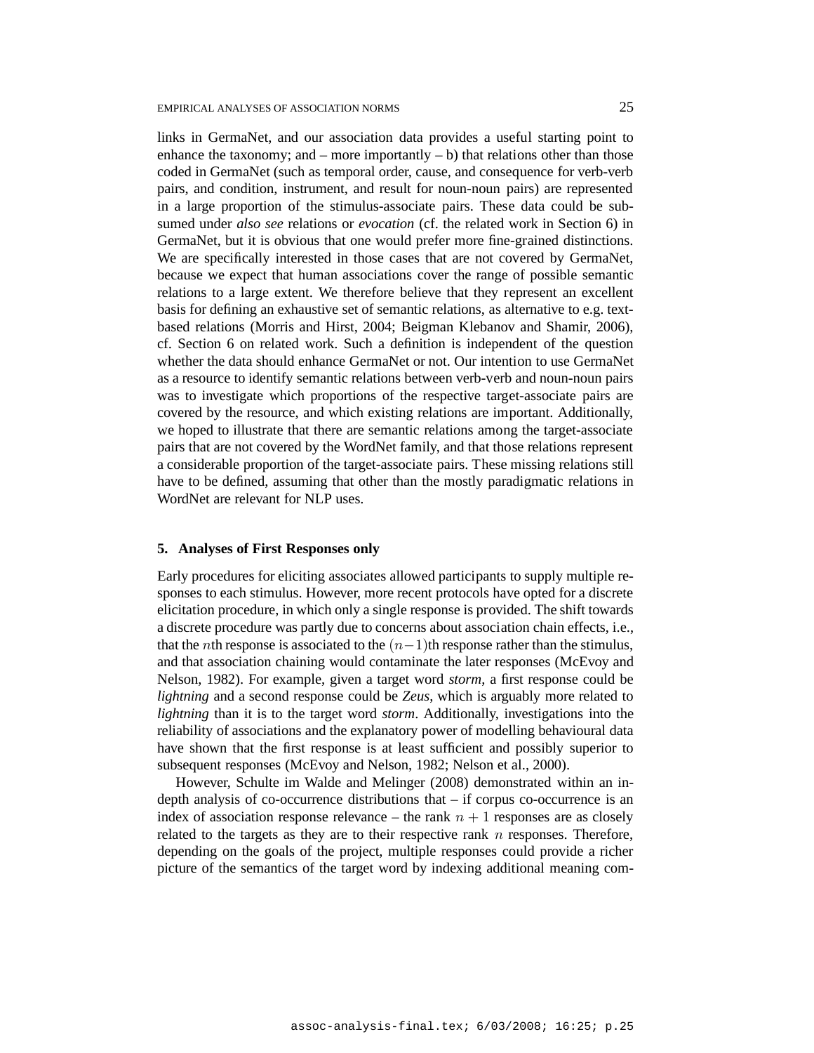links in GermaNet, and our association data provides a useful starting point to enhance the taxonomy; and – more importantly – b) that relations other than those coded in GermaNet (such as temporal order, cause, and consequence for verb-verb pairs, and condition, instrument, and result for noun-noun pairs) are represented in a large proportion of the stimulus-associate pairs. These data could be subsumed under *also see* relations or *evocation* (cf. the related work in Section 6) in GermaNet, but it is obvious that one would prefer more fine-grained distinctions. We are specifically interested in those cases that are not covered by GermaNet, because we expect that human associations cover the range of possible semantic relations to a large extent. We therefore believe that they represent an excellent basis for defining an exhaustive set of semantic relations, as alternative to e.g. text-based relations (Morris and Hirst, 2004; Beigman Klebanov and Shamir, 2006), cf. Section 6 on related work. Such a definition is independent of the question whether the data should enhance GermaNet or not. Our intention to use GermaNet as a resource to identify semantic relations between verb-verb and noun-noun pairs was to investigate which proportions of the respective target-associate pairs are covered by the resource, and which existing relations are important. Additionally, we hoped to illustrate that there are semantic relations among the target-associate pairs that are not covered by the WordNet family, and that those relations represent a considerable proportion of the target-associate pairs. These missing relations still have to be defined, assuming that other than the mostly paradigmatic relations in WordNet are relevant for NLP uses.

## 5. Analyses of First Responses only

Early procedures for eliciting associates allowed participants to supply multiple responses to each stimulus. However, more recent protocols have opted for a discrete elicitation procedure, in which only a single response is provided. The shift towards a discrete procedure was partly due to concerns about association chain effects, i.e., that the $n$th response is associated to the $(n-1)$th response rather than the stimulus, and that association chaining would contaminate the later responses (McEvoy and Nelson, 1982). For example, given a target word *storm*, a first response could be *lightning* and a second response could be *Zeus*, which is arguably more related to *lightning* than it is to the target word *storm*. Additionally, investigations into the reliability of associations and the explanatory power of modelling behavioural data have shown that the first response is at least sufficient and possibly superior to subsequent responses (McEvoy and Nelson, 1982; Nelson et al., 2000).

However, Schulte im Walde and Melinger (2008) demonstrated within an in-depth analysis of co-occurrence distributions that – if corpus co-occurrence is an index of association response relevance – the rank $n + 1$ responses are as closely related to the targets as they are to their respective rank $n$ responses. Therefore, depending on the goals of the project, multiple responses could provide a richer picture of the semantics of the target word by indexing additional meaning com-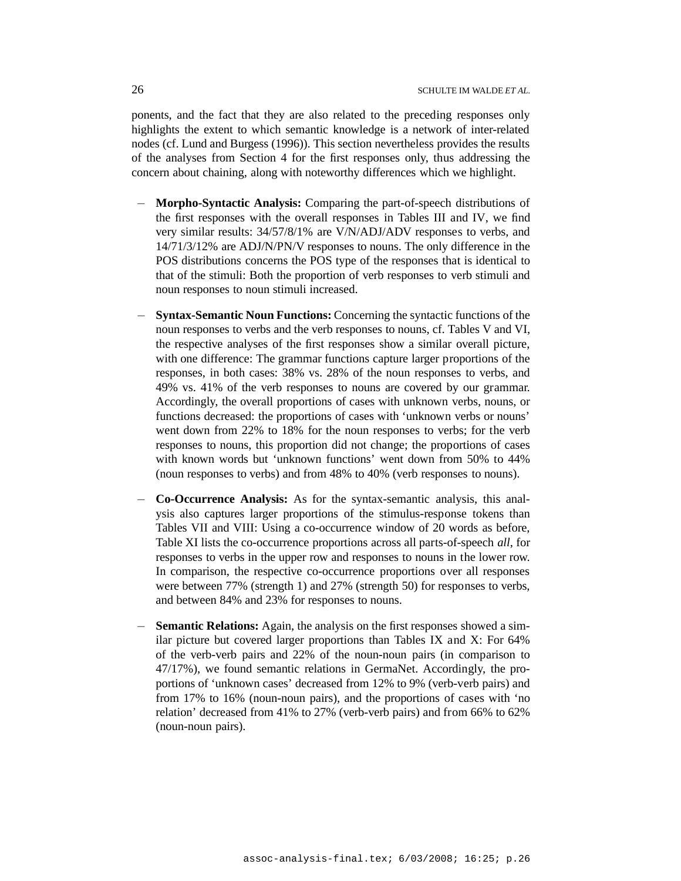ponents, and the fact that they are also related to the preceding responses only highlights the extent to which semantic knowledge is a network of inter-related nodes (cf. Lund and Burgess (1996)). This section nevertheless provides the results of the analyses from Section 4 for the first responses only, thus addressing the concern about chaining, along with noteworthy differences which we highlight.

- **Morpho-Syntactic Analysis:** Comparing the part-of-speech distributions of the first responses with the overall responses in Tables III and IV, we find very similar results: 34/57/8/1% are V/N/ADJ/ADV responses to verbs, and 14/71/3/12% are ADJ/N/PN/V responses to nouns. The only difference in the POS distributions concerns the POS type of the responses that is identical to that of the stimuli: Both the proportion of verb responses to verb stimuli and noun responses to noun stimuli increased.

- **Syntax-Semantic Noun Functions:** Concerning the syntactic functions of the noun responses to verbs and the verb responses to nouns, cf. Tables V and VI, the respective analyses of the first responses show a similar overall picture, with one difference: The grammar functions capture larger proportions of the responses, in both cases: 38% vs. 28% of the noun responses to verbs, and 49% vs. 41% of the verb responses to nouns are covered by our grammar. Accordingly, the overall proportions of cases with unknown verbs, nouns, or functions decreased: the proportions of cases with 'unknown verbs or nouns' went down from 22% to 18% for the noun responses to verbs; for the verb responses to nouns, this proportion did not change; the proportions of cases with known words but 'unknown functions' went down from 50% to 44% (noun responses to verbs) and from 48% to 40% (verb responses to nouns).

- **Co-Occurrence Analysis:** As for the syntax-semantic analysis, this analysis also captures larger proportions of the stimulus-response tokens than Tables VII and VIII: Using a co-occurrence window of 20 words as before, Table XI lists the co-occurrence proportions across all parts-of-speech *all*, for responses to verbs in the upper row and responses to nouns in the lower row. In comparison, the respective co-occurrence proportions over all responses were between 77% (strength 1) and 27% (strength 50) for responses to verbs, and between 84% and 23% for responses to nouns.

- **Semantic Relations:** Again, the analysis on the first responses showed a similar picture but covered larger proportions than Tables IX and X: For 64% of the verb-verb pairs and 22% of the noun-noun pairs (in comparison to 47/17%), we found semantic relations in GermaNet. Accordingly, the proportions of 'unknown cases' decreased from 12% to 9% (verb-verb pairs) and from 17% to 16% (noun-noun pairs), and the proportions of cases with 'no relation' decreased from 41% to 27% (verb-verb pairs) and from 66% to 62% (noun-noun pairs).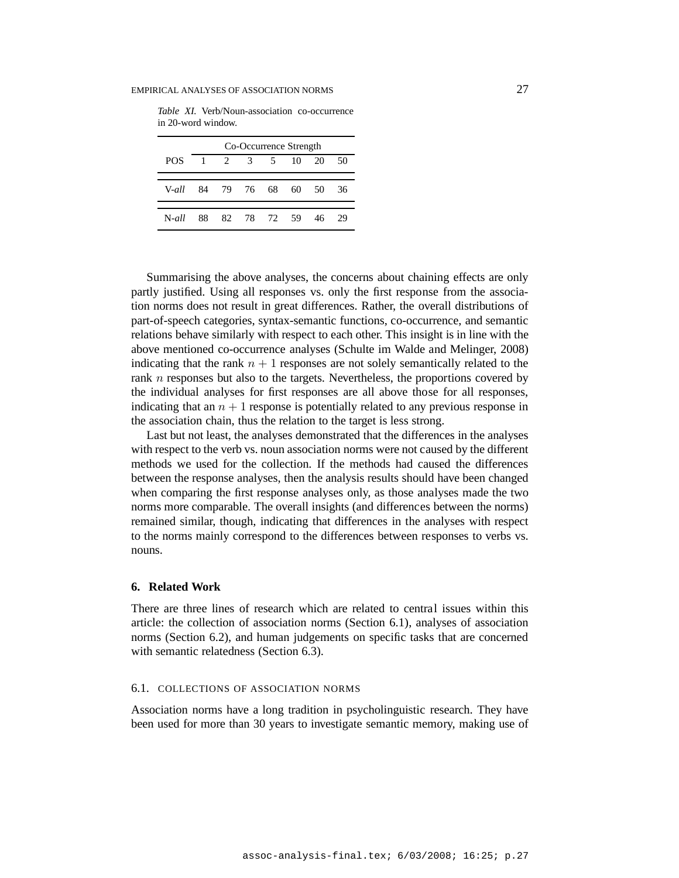*Table XI.* Verb/Noun-association co-occurrence in 20-word window.

| | Co-Occurrence Strength | | | | | | |
|---|---|---|---|---|---|---|---|
| POS | 1 | 2 | 3 | 5 | 10 | 20 | 50 |
| V-*all* | 84 | 79 | 76 | 68 | 60 | 50 | 36 |
| N-*all* | 88 | 82 | 78 | 72 | 59 | 46 | 29 |

Summarising the above analyses, the concerns about chaining effects are only partly justified. Using all responses vs. only the first response from the association norms does not result in great differences. Rather, the overall distributions of part-of-speech categories, syntax-semantic functions, co-occurrence, and semantic relations behave similarly with respect to each other. This insight is in line with the above mentioned co-occurrence analyses (Schulte im Walde and Melinger, 2008) indicating that the rank $n + 1$ responses are not solely semantically related to the rank $n$ responses but also to the targets. Nevertheless, the proportions covered by the individual analyses for first responses are all above those for all responses, indicating that an $n + 1$ response is potentially related to any previous response in the association chain, thus the relation to the target is less strong.

Last but not least, the analyses demonstrated that the differences in the analyses with respect to the verb vs. noun association norms were not caused by the different methods we used for the collection. If the methods had caused the differences between the response analyses, then the analysis results should have been changed when comparing the first response analyses only, as those analyses made the two norms more comparable. The overall insights (and differences between the norms) remained similar, though, indicating that differences in the analyses with respect to the norms mainly correspond to the differences between responses to verbs vs. nouns.

## 6. Related Work

There are three lines of research which are related to central issues within this article: the collection of association norms (Section 6.1), analyses of association norms (Section 6.2), and human judgements on specific tasks that are concerned with semantic relatedness (Section 6.3).

### 6.1. Collections of Association Norms

Association norms have a long tradition in psycholinguistic research. They have been used for more than 30 years to investigate semantic memory, making use of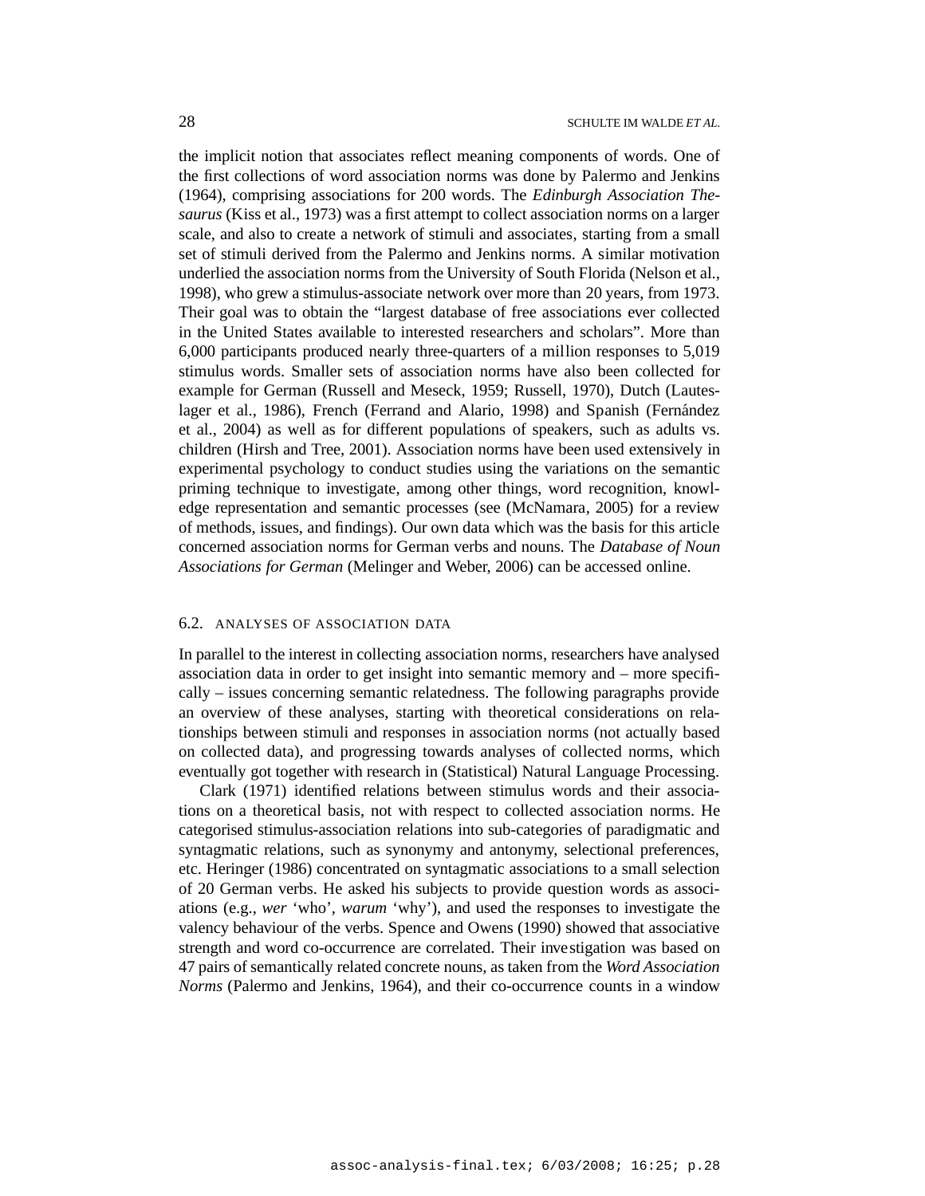the implicit notion that associates reflect meaning components of words. One of the first collections of word association norms was done by Palermo and Jenkins (1964), comprising associations for 200 words. The *Edinburgh Association Thesaurus* (Kiss et al., 1973) was a first attempt to collect association norms on a larger scale, and also to create a network of stimuli and associates, starting from a small set of stimuli derived from the Palermo and Jenkins norms. A similar motivation underlied the association norms from the University of South Florida (Nelson et al., 1998), who grew a stimulus-associate network over more than 20 years, from 1973. Their goal was to obtain the "largest database of free associations ever collected in the United States available to interested researchers and scholars". More than 6,000 participants produced nearly three-quarters of a million responses to 5,019 stimulus words. Smaller sets of association norms have also been collected for example for German (Russell and Meseck, 1959; Russell, 1970), Dutch (Lauteslager et al., 1986), French (Ferrand and Alario, 1998) and Spanish (Fernández et al., 2004) as well as for different populations of speakers, such as adults vs. children (Hirsh and Tree, 2001). Association norms have been used extensively in experimental psychology to conduct studies using the variations on the semantic priming technique to investigate, among other things, word recognition, knowledge representation and semantic processes (see (McNamara, 2005) for a review of methods, issues, and findings). Our own data which was the basis for this article concerned association norms for German verbs and nouns. The *Database of Noun Associations for German* (Melinger and Weber, 2006) can be accessed online.

### 6.2. ANALYSES OF ASSOCIATION DATA

In parallel to the interest in collecting association norms, researchers have analysed association data in order to get insight into semantic memory and – more specifically – issues concerning semantic relatedness. The following paragraphs provide an overview of these analyses, starting with theoretical considerations on relationships between stimuli and responses in association norms (not actually based on collected data), and progressing towards analyses of collected norms, which eventually got together with research in (Statistical) Natural Language Processing.

Clark (1971) identified relations between stimulus words and their associations on a theoretical basis, not with respect to collected association norms. He categorised stimulus-association relations into sub-categories of paradigmatic and syntagmatic relations, such as synonymy and antonymy, selectional preferences, etc. Heringer (1986) concentrated on syntagmatic associations to a small selection of 20 German verbs. He asked his subjects to provide question words as associations (e.g., *wer* 'who', *warum* 'why'), and used the responses to investigate the valency behaviour of the verbs. Spence and Owens (1990) showed that associative strength and word co-occurrence are correlated. Their investigation was based on 47 pairs of semantically related concrete nouns, as taken from the *Word Association Norms* (Palermo and Jenkins, 1964), and their co-occurrence counts in a window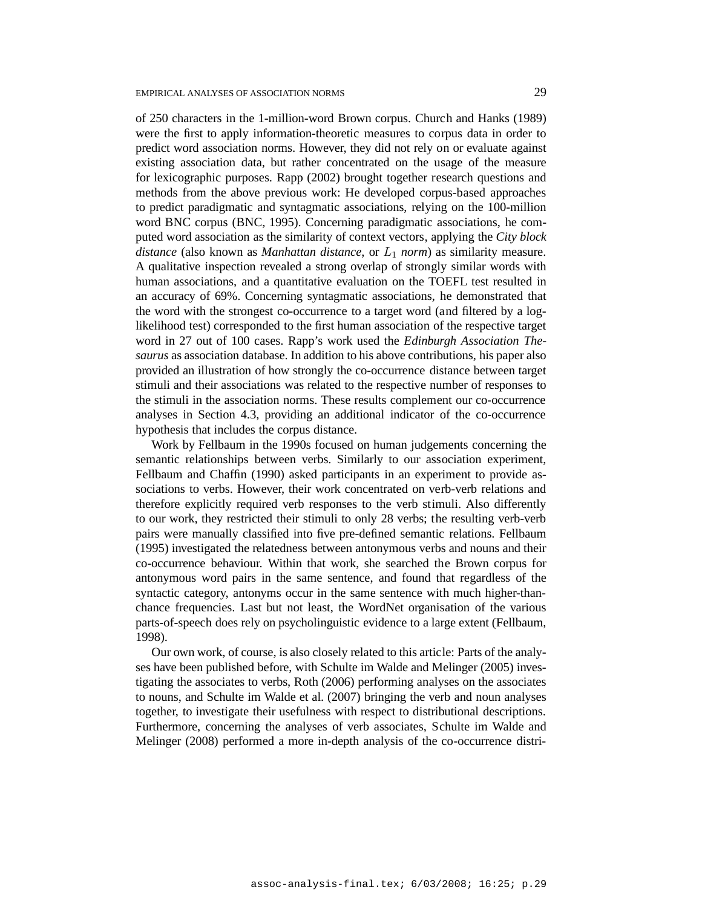of 250 characters in the 1-million-word Brown corpus. Church and Hanks (1989) were the first to apply information-theoretic measures to corpus data in order to predict word association norms. However, they did not rely on or evaluate against existing association data, but rather concentrated on the usage of the measure for lexicographic purposes. Rapp (2002) brought together research questions and methods from the above previous work: He developed corpus-based approaches to predict paradigmatic and syntagmatic associations, relying on the 100-million word BNC corpus (BNC, 1995). Concerning paradigmatic associations, he computed word association as the similarity of context vectors, applying the *City block distance* (also known as *Manhattan distance*, or $L_1$ *norm*) as similarity measure. A qualitative inspection revealed a strong overlap of strongly similar words with human associations, and a quantitative evaluation on the TOEFL test resulted in an accuracy of 69%. Concerning syntagmatic associations, he demonstrated that the word with the strongest co-occurrence to a target word (and filtered by a log-likelihood test) corresponded to the first human association of the respective target word in 27 out of 100 cases. Rapp's work used the *Edinburgh Association Thesaurus* as association database. In addition to his above contributions, his paper also provided an illustration of how strongly the co-occurrence distance between target stimuli and their associations was related to the respective number of responses to the stimuli in the association norms. These results complement our co-occurrence analyses in Section 4.3, providing an additional indicator of the co-occurrence hypothesis that includes the corpus distance.

Work by Fellbaum in the 1990s focused on human judgements concerning the semantic relationships between verbs. Similarly to our association experiment, Fellbaum and Chaffin (1990) asked participants in an experiment to provide associations to verbs. However, their work concentrated on verb-verb relations and therefore explicitly required verb responses to the verb stimuli. Also differently to our work, they restricted their stimuli to only 28 verbs; the resulting verb-verb pairs were manually classified into five pre-defined semantic relations. Fellbaum (1995) investigated the relatedness between antonymous verbs and nouns and their co-occurrence behaviour. Within that work, she searched the Brown corpus for antonymous word pairs in the same sentence, and found that regardless of the syntactic category, antonyms occur in the same sentence with much higher-than-chance frequencies. Last but not least, the WordNet organisation of the various parts-of-speech does rely on psycholinguistic evidence to a large extent (Fellbaum, 1998).

Our own work, of course, is also closely related to this article: Parts of the analyses have been published before, with Schulte im Walde and Melinger (2005) investigating the associates to verbs, Roth (2006) performing analyses on the associates to nouns, and Schulte im Walde et al. (2007) bringing the verb and noun analyses together, to investigate their usefulness with respect to distributional descriptions. Furthermore, concerning the analyses of verb associates, Schulte im Walde and Melinger (2008) performed a more in-depth analysis of the co-occurrence distri-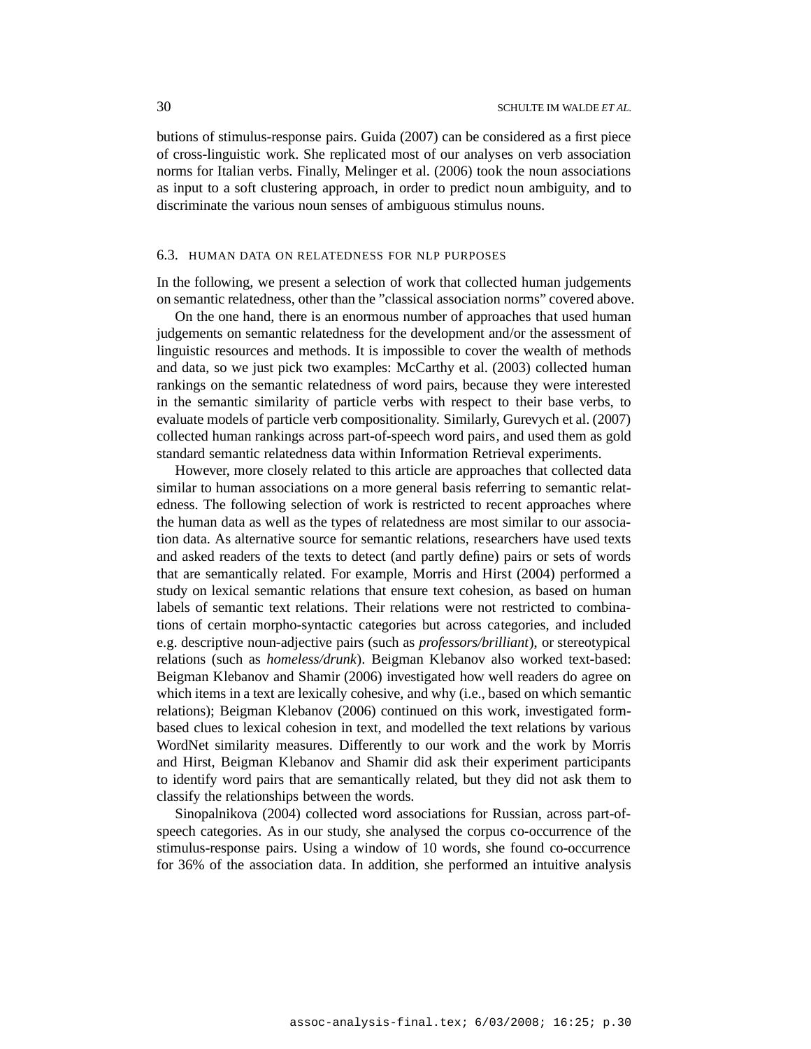butions of stimulus-response pairs. Guida (2007) can be considered as a first piece of cross-linguistic work. She replicated most of our analyses on verb association norms for Italian verbs. Finally, Melinger et al. (2006) took the noun associations as input to a soft clustering approach, in order to predict noun ambiguity, and to discriminate the various noun senses of ambiguous stimulus nouns.

### 6.3. HUMAN DATA ON RELATEDNESS FOR NLP PURPOSES

In the following, we present a selection of work that collected human judgements on semantic relatedness, other than the "classical association norms" covered above.

On the one hand, there is an enormous number of approaches that used human judgements on semantic relatedness for the development and/or the assessment of linguistic resources and methods. It is impossible to cover the wealth of methods and data, so we just pick two examples: McCarthy et al. (2003) collected human rankings on the semantic relatedness of word pairs, because they were interested in the semantic similarity of particle verbs with respect to their base verbs, to evaluate models of particle verb compositionality. Similarly, Gurevych et al. (2007) collected human rankings across part-of-speech word pairs, and used them as gold standard semantic relatedness data within Information Retrieval experiments.

However, more closely related to this article are approaches that collected data similar to human associations on a more general basis referring to semantic relatedness. The following selection of work is restricted to recent approaches where the human data as well as the types of relatedness are most similar to our association data. As alternative source for semantic relations, researchers have used texts and asked readers of the texts to detect (and partly define) pairs or sets of words that are semantically related. For example, Morris and Hirst (2004) performed a study on lexical semantic relations that ensure text cohesion, as based on human labels of semantic text relations. Their relations were not restricted to combinations of certain morpho-syntactic categories but across categories, and included e.g. descriptive noun-adjective pairs (such as *professors/brilliant*), or stereotypical relations (such as *homeless/drunk*). Beigman Klebanov also worked text-based: Beigman Klebanov and Shamir (2006) investigated how well readers do agree on which items in a text are lexically cohesive, and why (i.e., based on which semantic relations); Beigman Klebanov (2006) continued on this work, investigated form-based clues to lexical cohesion in text, and modelled the text relations by various WordNet similarity measures. Differently to our work and the work by Morris and Hirst, Beigman Klebanov and Shamir did ask their experiment participants to identify word pairs that are semantically related, but they did not ask them to classify the relationships between the words.

Sinopalnikova (2004) collected word associations for Russian, across part-of-speech categories. As in our study, she analysed the corpus co-occurrence of the stimulus-response pairs. Using a window of 10 words, she found co-occurrence for 36% of the association data. In addition, she performed an intuitive analysis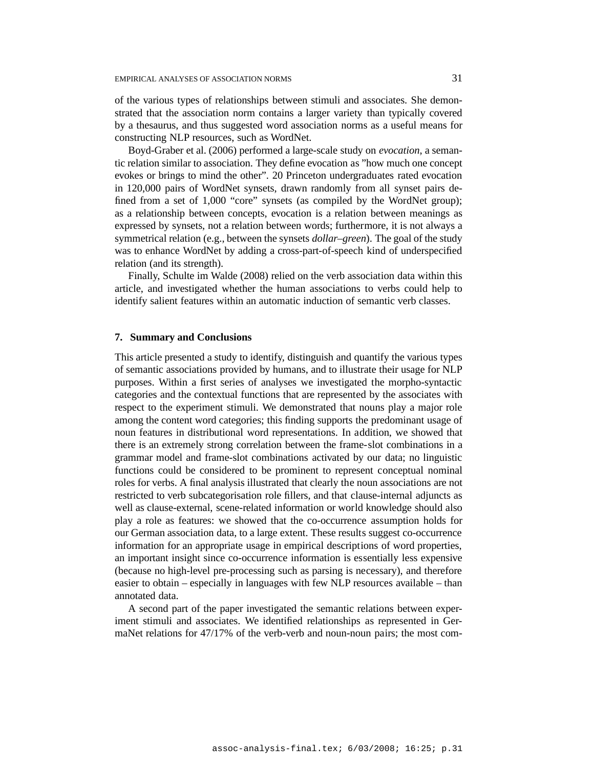of the various types of relationships between stimuli and associates. She demonstrated that the association norm contains a larger variety than typically covered by a thesaurus, and thus suggested word association norms as a useful means for constructing NLP resources, such as WordNet.

Boyd-Graber et al. (2006) performed a large-scale study on *evocation*, a semantic relation similar to association. They define evocation as "how much one concept evokes or brings to mind the other". 20 Princeton undergraduates rated evocation in 120,000 pairs of WordNet synsets, drawn randomly from all synset pairs defined from a set of 1,000 "core" synsets (as compiled by the WordNet group); as a relationship between concepts, evocation is a relation between meanings as expressed by synsets, not a relation between words; furthermore, it is not always a symmetrical relation (e.g., between the synsets *dollar–green*). The goal of the study was to enhance WordNet by adding a cross-part-of-speech kind of underspecified relation (and its strength).

Finally, Schulte im Walde (2008) relied on the verb association data within this article, and investigated whether the human associations to verbs could help to identify salient features within an automatic induction of semantic verb classes.

## 7. Summary and Conclusions

This article presented a study to identify, distinguish and quantify the various types of semantic associations provided by humans, and to illustrate their usage for NLP purposes. Within a first series of analyses we investigated the morpho-syntactic categories and the contextual functions that are represented by the associates with respect to the experiment stimuli. We demonstrated that nouns play a major role among the content word categories; this finding supports the predominant usage of noun features in distributional word representations. In addition, we showed that there is an extremely strong correlation between the frame-slot combinations in a grammar model and frame-slot combinations activated by our data; no linguistic functions could be considered to be prominent to represent conceptual nominal roles for verbs. A final analysis illustrated that clearly the noun associations are not restricted to verb subcategorisation role fillers, and that clause-internal adjuncts as well as clause-external, scene-related information or world knowledge should also play a role as features: we showed that the co-occurrence assumption holds for our German association data, to a large extent. These results suggest co-occurrence information for an appropriate usage in empirical descriptions of word properties, an important insight since co-occurrence information is essentially less expensive (because no high-level pre-processing such as parsing is necessary), and therefore easier to obtain – especially in languages with few NLP resources available – than annotated data.

A second part of the paper investigated the semantic relations between experiment stimuli and associates. We identified relationships as represented in GermaNet relations for 47/17% of the verb-verb and noun-noun pairs; the most com-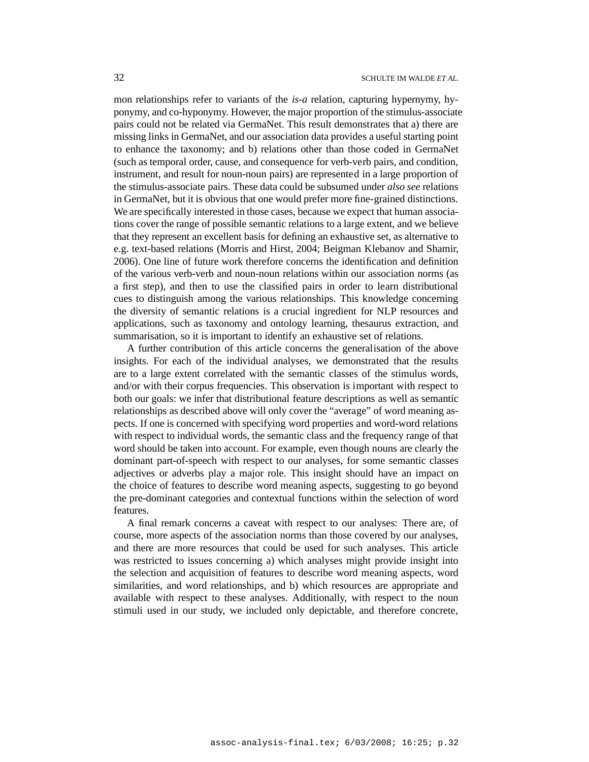mon relationships refer to variants of the *is-a* relation, capturing hypernymy, hyponymy, and co-hyponymy. However, the major proportion of the stimulus-associate pairs could not be related via GermaNet. This result demonstrates that a) there are missing links in GermaNet, and our association data provides a useful starting point to enhance the taxonomy; and b) relations other than those coded in GermaNet (such as temporal order, cause, and consequence for verb-verb pairs, and condition, instrument, and result for noun-noun pairs) are represented in a large proportion of the stimulus-associate pairs. These data could be subsumed under *also see* relations in GermaNet, but it is obvious that one would prefer more fine-grained distinctions. We are specifically interested in those cases, because we expect that human associations cover the range of possible semantic relations to a large extent, and we believe that they represent an excellent basis for defining an exhaustive set, as alternative to e.g. text-based relations (Morris and Hirst, 2004; Beigman Klebanov and Shamir, 2006). One line of future work therefore concerns the identification and definition of the various verb-verb and noun-noun relations within our association norms (as a first step), and then to use the classified pairs in order to learn distributional cues to distinguish among the various relationships. This knowledge concerning the diversity of semantic relations is a crucial ingredient for NLP resources and applications, such as taxonomy and ontology learning, thesaurus extraction, and summarisation, so it is important to identify an exhaustive set of relations.

A further contribution of this article concerns the generalisation of the above insights. For each of the individual analyses, we demonstrated that the results are to a large extent correlated with the semantic classes of the stimulus words, and/or with their corpus frequencies. This observation is important with respect to both our goals: we infer that distributional feature descriptions as well as semantic relationships as described above will only cover the "average" of word meaning aspects. If one is concerned with specifying word properties and word-word relations with respect to individual words, the semantic class and the frequency range of that word should be taken into account. For example, even though nouns are clearly the dominant part-of-speech with respect to our analyses, for some semantic classes adjectives or adverbs play a major role. This insight should have an impact on the choice of features to describe word meaning aspects, suggesting to go beyond the pre-dominant categories and contextual functions within the selection of word features.

A final remark concerns a caveat with respect to our analyses: There are, of course, more aspects of the association norms than those covered by our analyses, and there are more resources that could be used for such analyses. This article was restricted to issues concerning a) which analyses might provide insight into the selection and acquisition of features to describe word meaning aspects, word similarities, and word relationships, and b) which resources are appropriate and available with respect to these analyses. Additionally, with respect to the noun stimuli used in our study, we included only depictable, and therefore concrete,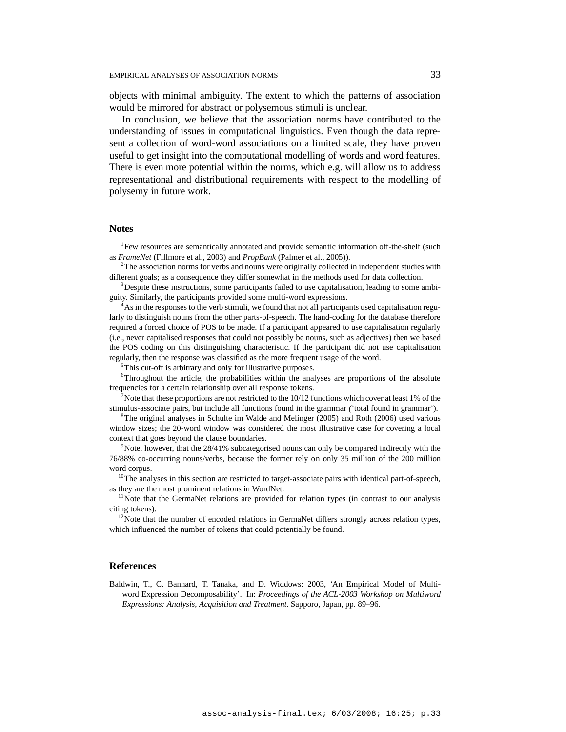objects with minimal ambiguity. The extent to which the patterns of association would be mirrored for abstract or polysemous stimuli is unclear.

In conclusion, we believe that the association norms have contributed to the understanding of issues in computational linguistics. Even though the data represent a collection of word-word associations on a limited scale, they have proven useful to get insight into the computational modelling of words and word features. There is even more potential within the norms, which e.g. will allow us to address representational and distributional requirements with respect to the modelling of polysemy in future work.

## Notes

[1] Few resources are semantically annotated and provide semantic information off-the-shelf (such as *FrameNet* (Fillmore et al., 2003) and *PropBank* (Palmer et al., 2005)).

[2] The association norms for verbs and nouns were originally collected in independent studies with different goals; as a consequence they differ somewhat in the methods used for data collection.

[3] Despite these instructions, some participants failed to use capitalisation, leading to some ambiguity. Similarly, the participants provided some multi-word expressions.

[4] As in the responses to the verb stimuli, we found that not all participants used capitalisation regularly to distinguish nouns from the other parts-of-speech. The hand-coding for the database therefore required a forced choice of POS to be made. If a participant appeared to use capitalisation regularly (i.e., never capitalised responses that could not possibly be nouns, such as adjectives) then we based the POS coding on this distinguishing characteristic. If the participant did not use capitalisation regularly, then the response was classified as the more frequent usage of the word.

[5] This cut-off is arbitrary and only for illustrative purposes.

[6] Throughout the article, the probabilities within the analyses are proportions of the absolute frequencies for a certain relationship over all response tokens.

[7] Note that these proportions are not restricted to the 10/12 functions which cover at least 1% of the stimulus-associate pairs, but include all functions found in the grammar ('total found in grammar').

[8] The original analyses in Schulte im Walde and Melinger (2005) and Roth (2006) used various window sizes; the 20-word window was considered the most illustrative case for covering a local context that goes beyond the clause boundaries.

[9] Note, however, that the 28/41% subcategorised nouns can only be compared indirectly with the 76/88% co-occurring nouns/verbs, because the former rely on only 35 million of the 200 million word corpus.

[10] The analyses in this section are restricted to target-associate pairs with identical part-of-speech, as they are the most prominent relations in WordNet.

[11] Note that the GermaNet relations are provided for relation types (in contrast to our analysis citing tokens).

[12] Note that the number of encoded relations in GermaNet differs strongly across relation types, which influenced the number of tokens that could potentially be found.

## References

Baldwin, T., C. Bannard, T. Tanaka, and D. Widdows: 2003, 'An Empirical Model of Multiword Expression Decomposability'. In: *Proceedings of the ACL-2003 Workshop on Multiword Expressions: Analysis, Acquisition and Treatment*. Sapporo, Japan, pp. 89–96.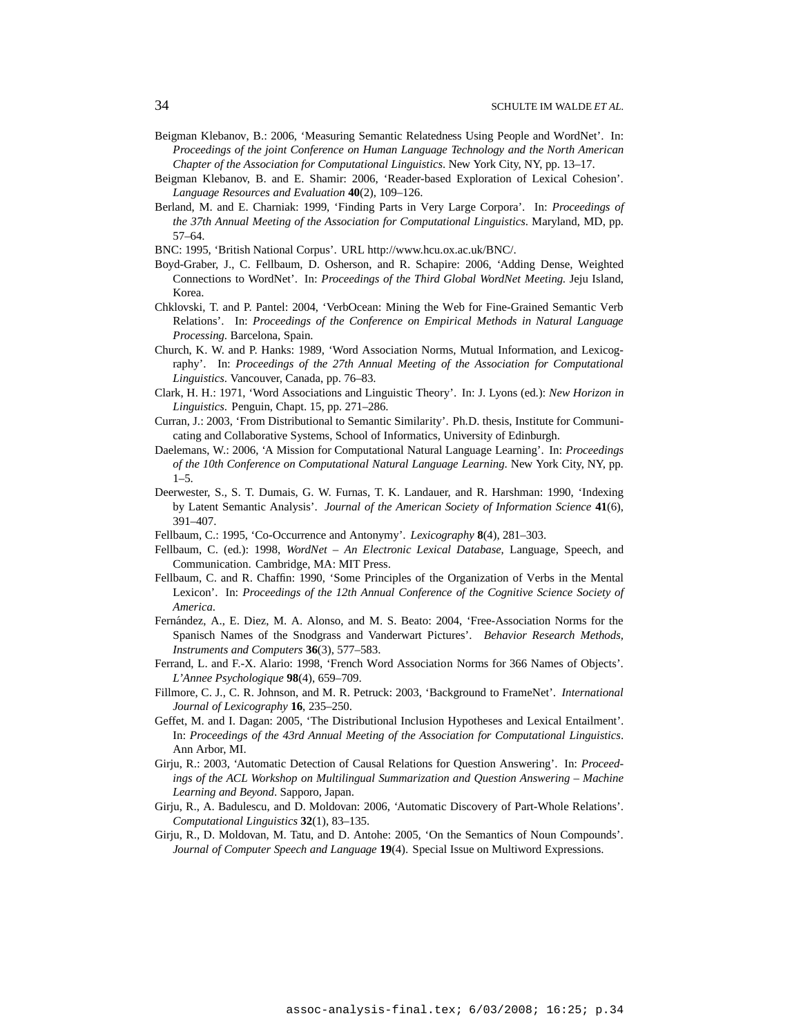Beigman Klebanov, B.: 2006, 'Measuring Semantic Relatedness Using People and WordNet'. In: *Proceedings of the joint Conference on Human Language Technology and the North American Chapter of the Association for Computational Linguistics*. New York City, NY, pp. 13–17.

Beigman Klebanov, B. and E. Shamir: 2006, 'Reader-based Exploration of Lexical Cohesion'. *Language Resources and Evaluation* **40**(2), 109–126.

Berland, M. and E. Charniak: 1999, 'Finding Parts in Very Large Corpora'. In: *Proceedings of the 37th Annual Meeting of the Association for Computational Linguistics*. Maryland, MD, pp. 57–64.

BNC: 1995, 'British National Corpus'. URL http://www.hcu.ox.ac.uk/BNC/.

Boyd-Graber, J., C. Fellbaum, D. Osherson, and R. Schapire: 2006, 'Adding Dense, Weighted Connections to WordNet'. In: *Proceedings of the Third Global WordNet Meeting*. Jeju Island, Korea.

Chklovski, T. and P. Pantel: 2004, 'VerbOcean: Mining the Web for Fine-Grained Semantic Verb Relations'. In: *Proceedings of the Conference on Empirical Methods in Natural Language Processing*. Barcelona, Spain.

Church, K. W. and P. Hanks: 1989, 'Word Association Norms, Mutual Information, and Lexicography'. In: *Proceedings of the 27th Annual Meeting of the Association for Computational Linguistics*. Vancouver, Canada, pp. 76–83.

Clark, H. H.: 1971, 'Word Associations and Linguistic Theory'. In: J. Lyons (ed.): *New Horizon in Linguistics*. Penguin, Chapt. 15, pp. 271–286.

Curran, J.: 2003, 'From Distributional to Semantic Similarity'. Ph.D. thesis, Institute for Communicating and Collaborative Systems, School of Informatics, University of Edinburgh.

Daelemans, W.: 2006, 'A Mission for Computational Natural Language Learning'. In: *Proceedings of the 10th Conference on Computational Natural Language Learning*. New York City, NY, pp. 1–5.

Deerwester, S., S. T. Dumais, G. W. Furnas, T. K. Landauer, and R. Harshman: 1990, 'Indexing by Latent Semantic Analysis'. *Journal of the American Society of Information Science* **41**(6), 391–407.

Fellbaum, C.: 1995, 'Co-Occurrence and Antonymy'. *Lexicography* **8**(4), 281–303.

Fellbaum, C. (ed.): 1998, *WordNet – An Electronic Lexical Database*, Language, Speech, and Communication. Cambridge, MA: MIT Press.

Fellbaum, C. and R. Chaffin: 1990, 'Some Principles of the Organization of Verbs in the Mental Lexicon'. In: *Proceedings of the 12th Annual Conference of the Cognitive Science Society of America*.

Fernández, A., E. Diez, M. A. Alonso, and M. S. Beato: 2004, 'Free-Association Norms for the Spanisch Names of the Snodgrass and Vanderwart Pictures'. *Behavior Research Methods, Instruments and Computers* **36**(3), 577–583.

Ferrand, L. and F.-X. Alario: 1998, 'French Word Association Norms for 366 Names of Objects'. *L'Annee Psychologique* **98**(4), 659–709.

Fillmore, C. J., C. R. Johnson, and M. R. Petruck: 2003, 'Background to FrameNet'. *International Journal of Lexicography* **16**, 235–250.

Geffet, M. and I. Dagan: 2005, 'The Distributional Inclusion Hypotheses and Lexical Entailment'. In: *Proceedings of the 43rd Annual Meeting of the Association for Computational Linguistics*. Ann Arbor, MI.

Girju, R.: 2003, 'Automatic Detection of Causal Relations for Question Answering'. In: *Proceedings of the ACL Workshop on Multilingual Summarization and Question Answering – Machine Learning and Beyond*. Sapporo, Japan.

Girju, R., A. Badulescu, and D. Moldovan: 2006, 'Automatic Discovery of Part-Whole Relations'. *Computational Linguistics* **32**(1), 83–135.

Girju, R., D. Moldovan, M. Tatu, and D. Antohe: 2005, 'On the Semantics of Noun Compounds'. *Journal of Computer Speech and Language* **19**(4). Special Issue on Multiword Expressions.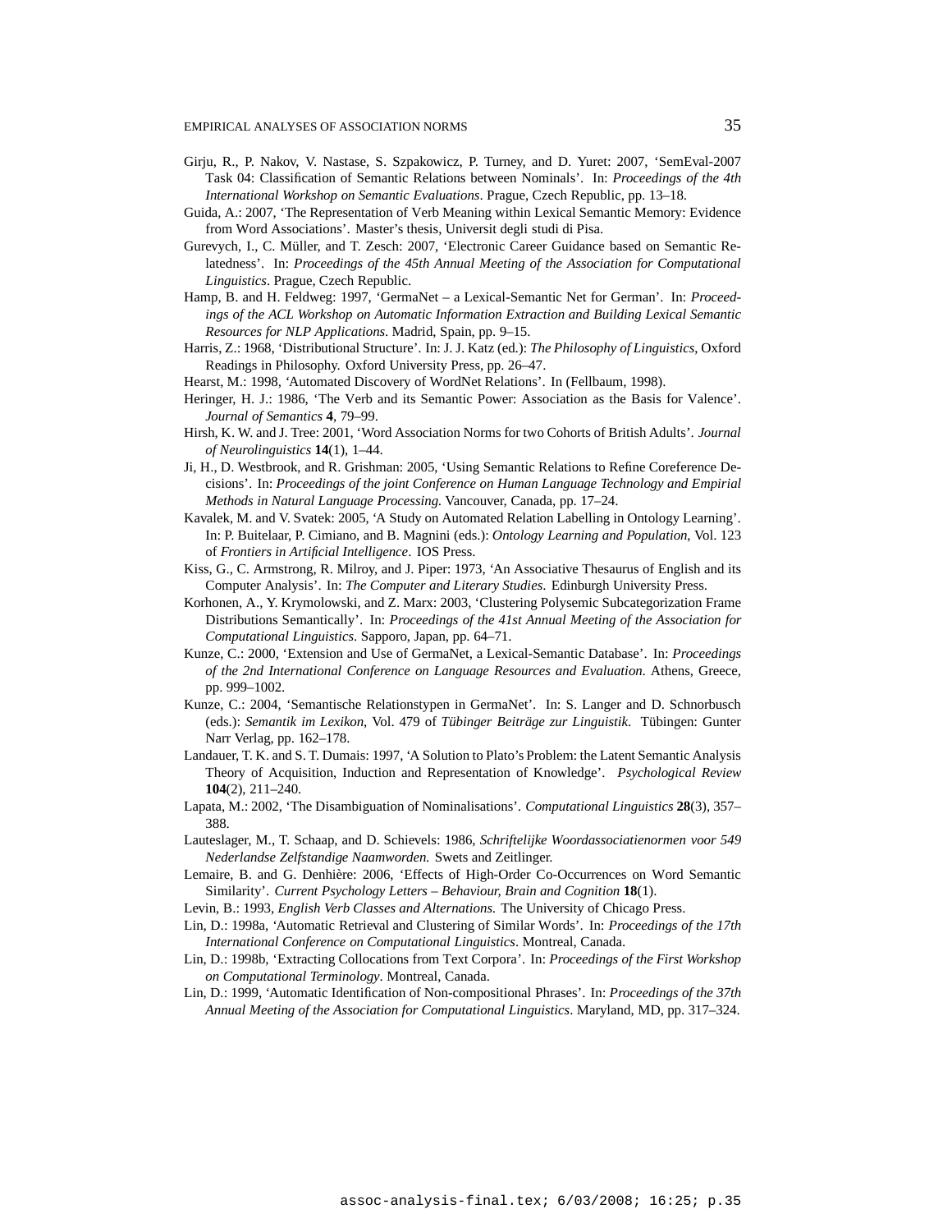Girju, R., P. Nakov, V. Nastase, S. Szpakowicz, P. Turney, and D. Yuret: 2007, 'SemEval-2007 Task 04: Classification of Semantic Relations between Nominals'. In: *Proceedings of the 4th International Workshop on Semantic Evaluations*. Prague, Czech Republic, pp. 13–18.

Guida, A.: 2007, 'The Representation of Verb Meaning within Lexical Semantic Memory: Evidence from Word Associations'. Master's thesis, Universit degli studi di Pisa.

Gurevych, I., C. Müller, and T. Zesch: 2007, 'Electronic Career Guidance based on Semantic Relatedness'. In: *Proceedings of the 45th Annual Meeting of the Association for Computational Linguistics*. Prague, Czech Republic.

Hamp, B. and H. Feldweg: 1997, 'GermaNet – a Lexical-Semantic Net for German'. In: *Proceedings of the ACL Workshop on Automatic Information Extraction and Building Lexical Semantic Resources for NLP Applications*. Madrid, Spain, pp. 9–15.

Harris, Z.: 1968, 'Distributional Structure'. In: J. J. Katz (ed.): *The Philosophy of Linguistics*, Oxford Readings in Philosophy. Oxford University Press, pp. 26–47.

Hearst, M.: 1998, 'Automated Discovery of WordNet Relations'. In (Fellbaum, 1998).

Heringer, H. J.: 1986, 'The Verb and its Semantic Power: Association as the Basis for Valence'. *Journal of Semantics* **4**, 79–99.

Hirsh, K. W. and J. Tree: 2001, 'Word Association Norms for two Cohorts of British Adults'. *Journal of Neurolinguistics* **14**(1), 1–44.

Ji, H., D. Westbrook, and R. Grishman: 2005, 'Using Semantic Relations to Refine Coreference Decisions'. In: *Proceedings of the joint Conference on Human Language Technology and Empirial Methods in Natural Language Processing*. Vancouver, Canada, pp. 17–24.

Kavalek, M. and V. Svatek: 2005, 'A Study on Automated Relation Labelling in Ontology Learning'. In: P. Buitelaar, P. Cimiano, and B. Magnini (eds.): *Ontology Learning and Population*, Vol. 123 of *Frontiers in Artificial Intelligence*. IOS Press.

Kiss, G., C. Armstrong, R. Milroy, and J. Piper: 1973, 'An Associative Thesaurus of English and its Computer Analysis'. In: *The Computer and Literary Studies*. Edinburgh University Press.

Korhonen, A., Y. Krymolowski, and Z. Marx: 2003, 'Clustering Polysemic Subcategorization Frame Distributions Semantically'. In: *Proceedings of the 41st Annual Meeting of the Association for Computational Linguistics*. Sapporo, Japan, pp. 64–71.

Kunze, C.: 2000, 'Extension and Use of GermaNet, a Lexical-Semantic Database'. In: *Proceedings of the 2nd International Conference on Language Resources and Evaluation*. Athens, Greece, pp. 999–1002.

Kunze, C.: 2004, 'Semantische Relationstypen in GermaNet'. In: S. Langer and D. Schnorbusch (eds.): *Semantik im Lexikon*, Vol. 479 of *Tübinger Beiträge zur Linguistik*. Tübingen: Gunter Narr Verlag, pp. 162–178.

Landauer, T. K. and S. T. Dumais: 1997, 'A Solution to Plato's Problem: the Latent Semantic Analysis Theory of Acquisition, Induction and Representation of Knowledge'. *Psychological Review* **104**(2), 211–240.

Lapata, M.: 2002, 'The Disambiguation of Nominalisations'. *Computational Linguistics* **28**(3), 357–388.

Lauteslager, M., T. Schaap, and D. Schievels: 1986, *Schriftelijke Woordassociatienormen voor 549 Nederlandse Zelfstandige Naamworden*. Swets and Zeitlinger.

Lemaire, B. and G. Denhière: 2006, 'Effects of High-Order Co-Occurrences on Word Semantic Similarity'. *Current Psychology Letters – Behaviour, Brain and Cognition* **18**(1).

Levin, B.: 1993, *English Verb Classes and Alternations*. The University of Chicago Press.

Lin, D.: 1998a, 'Automatic Retrieval and Clustering of Similar Words'. In: *Proceedings of the 17th International Conference on Computational Linguistics*. Montreal, Canada.

Lin, D.: 1998b, 'Extracting Collocations from Text Corpora'. In: *Proceedings of the First Workshop on Computational Terminology*. Montreal, Canada.

Lin, D.: 1999, 'Automatic Identification of Non-compositional Phrases'. In: *Proceedings of the 37th Annual Meeting of the Association for Computational Linguistics*. Maryland, MD, pp. 317–324.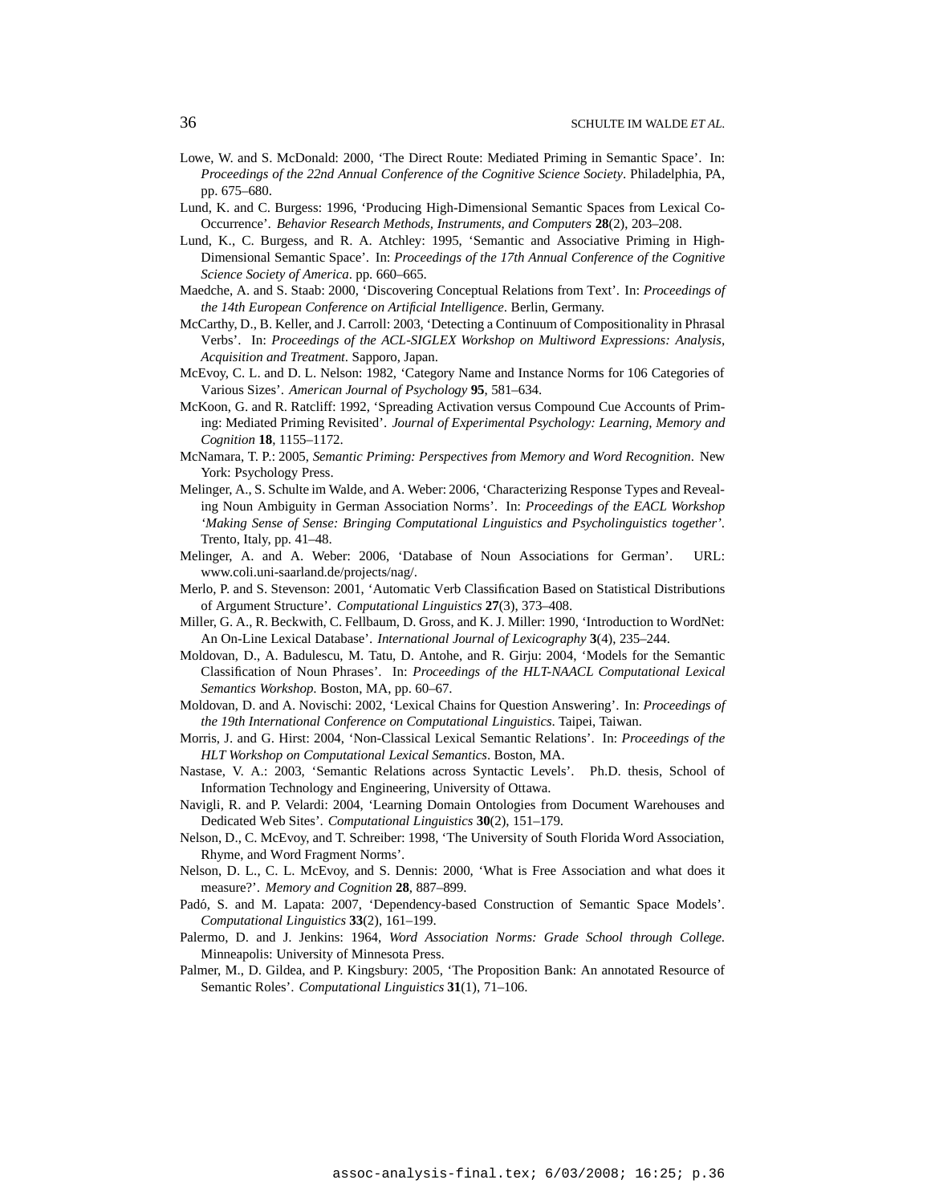Lowe, W. and S. McDonald: 2000, 'The Direct Route: Mediated Priming in Semantic Space'. In: *Proceedings of the 22nd Annual Conference of the Cognitive Science Society*. Philadelphia, PA, pp. 675–680.

Lund, K. and C. Burgess: 1996, 'Producing High-Dimensional Semantic Spaces from Lexical Co-Occurrence'. *Behavior Research Methods, Instruments, and Computers* **28**(2), 203–208.

Lund, K., C. Burgess, and R. A. Atchley: 1995, 'Semantic and Associative Priming in High-Dimensional Semantic Space'. In: *Proceedings of the 17th Annual Conference of the Cognitive Science Society of America*. pp. 660–665.

Maedche, A. and S. Staab: 2000, 'Discovering Conceptual Relations from Text'. In: *Proceedings of the 14th European Conference on Artificial Intelligence*. Berlin, Germany.

McCarthy, D., B. Keller, and J. Carroll: 2003, 'Detecting a Continuum of Compositionality in Phrasal Verbs'. In: *Proceedings of the ACL-SIGLEX Workshop on Multiword Expressions: Analysis, Acquisition and Treatment*. Sapporo, Japan.

McEvoy, C. L. and D. L. Nelson: 1982, 'Category Name and Instance Norms for 106 Categories of Various Sizes'. *American Journal of Psychology* **95**, 581–634.

McKoon, G. and R. Ratcliff: 1992, 'Spreading Activation versus Compound Cue Accounts of Priming: Mediated Priming Revisited'. *Journal of Experimental Psychology: Learning, Memory and Cognition* **18**, 1155–1172.

McNamara, T. P.: 2005, *Semantic Priming: Perspectives from Memory and Word Recognition*. New York: Psychology Press.

Melinger, A., S. Schulte im Walde, and A. Weber: 2006, 'Characterizing Response Types and Revealing Noun Ambiguity in German Association Norms'. In: *Proceedings of the EACL Workshop 'Making Sense of Sense: Bringing Computational Linguistics and Psycholinguistics together'*. Trento, Italy, pp. 41–48.

Melinger, A. and A. Weber: 2006, 'Database of Noun Associations for German'. URL: www.coli.uni-saarland.de/projects/nag/.

Merlo, P. and S. Stevenson: 2001, 'Automatic Verb Classification Based on Statistical Distributions of Argument Structure'. *Computational Linguistics* **27**(3), 373–408.

Miller, G. A., R. Beckwith, C. Fellbaum, D. Gross, and K. J. Miller: 1990, 'Introduction to WordNet: An On-Line Lexical Database'. *International Journal of Lexicography* **3**(4), 235–244.

Moldovan, D., A. Badulescu, M. Tatu, D. Antohe, and R. Girju: 2004, 'Models for the Semantic Classification of Noun Phrases'. In: *Proceedings of the HLT-NAACL Computational Lexical Semantics Workshop*. Boston, MA, pp. 60–67.

Moldovan, D. and A. Novischi: 2002, 'Lexical Chains for Question Answering'. In: *Proceedings of the 19th International Conference on Computational Linguistics*. Taipei, Taiwan.

Morris, J. and G. Hirst: 2004, 'Non-Classical Lexical Semantic Relations'. In: *Proceedings of the HLT Workshop on Computational Lexical Semantics*. Boston, MA.

Nastase, V. A.: 2003, 'Semantic Relations across Syntactic Levels'. Ph.D. thesis, School of Information Technology and Engineering, University of Ottawa.

Navigli, R. and P. Velardi: 2004, 'Learning Domain Ontologies from Document Warehouses and Dedicated Web Sites'. *Computational Linguistics* **30**(2), 151–179.

Nelson, D., C. McEvoy, and T. Schreiber: 1998, 'The University of South Florida Word Association, Rhyme, and Word Fragment Norms'.

Nelson, D. L., C. L. McEvoy, and S. Dennis: 2000, 'What is Free Association and what does it measure?'. *Memory and Cognition* **28**, 887–899.

Padó, S. and M. Lapata: 2007, 'Dependency-based Construction of Semantic Space Models'. *Computational Linguistics* **33**(2), 161–199.

Palermo, D. and J. Jenkins: 1964, *Word Association Norms: Grade School through College*. Minneapolis: University of Minnesota Press.

Palmer, M., D. Gildea, and P. Kingsbury: 2005, 'The Proposition Bank: An annotated Resource of Semantic Roles'. *Computational Linguistics* **31**(1), 71–106.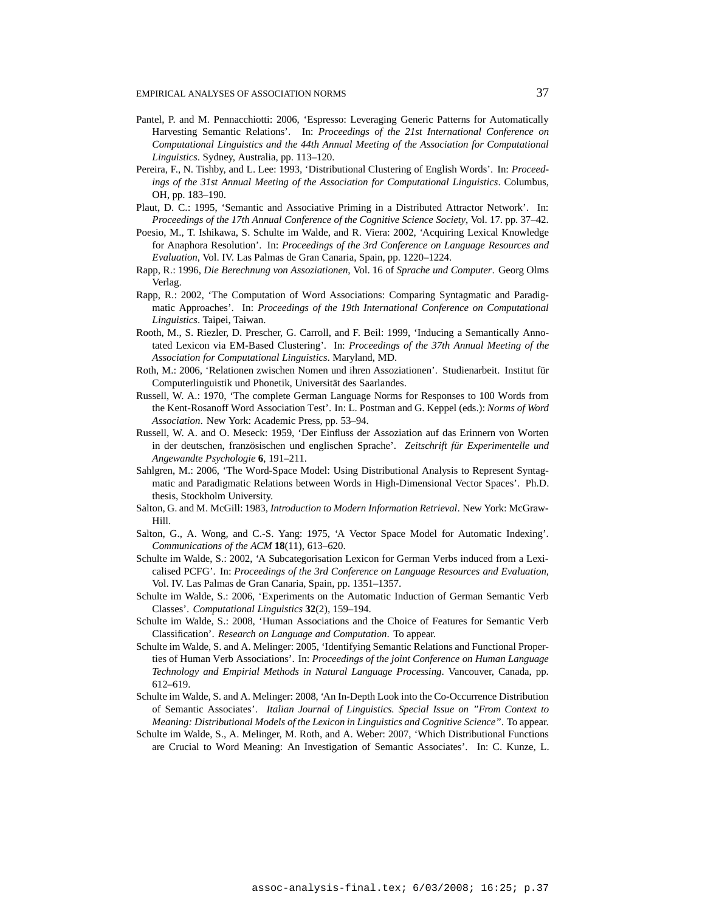Pantel, P. and M. Pennacchiotti: 2006, 'Espresso: Leveraging Generic Patterns for Automatically Harvesting Semantic Relations'. In: *Proceedings of the 21st International Conference on Computational Linguistics and the 44th Annual Meeting of the Association for Computational Linguistics*. Sydney, Australia, pp. 113–120.

Pereira, F., N. Tishby, and L. Lee: 1993, 'Distributional Clustering of English Words'. In: *Proceedings of the 31st Annual Meeting of the Association for Computational Linguistics*. Columbus, OH, pp. 183–190.

Plaut, D. C.: 1995, 'Semantic and Associative Priming in a Distributed Attractor Network'. In: *Proceedings of the 17th Annual Conference of the Cognitive Science Society*, Vol. 17. pp. 37–42.

Poesio, M., T. Ishikawa, S. Schulte im Walde, and R. Viera: 2002, 'Acquiring Lexical Knowledge for Anaphora Resolution'. In: *Proceedings of the 3rd Conference on Language Resources and Evaluation*, Vol. IV. Las Palmas de Gran Canaria, Spain, pp. 1220–1224.

Rapp, R.: 1996, *Die Berechnung von Assoziationen*, Vol. 16 of *Sprache und Computer*. Georg Olms Verlag.

Rapp, R.: 2002, 'The Computation of Word Associations: Comparing Syntagmatic and Paradigmatic Approaches'. In: *Proceedings of the 19th International Conference on Computational Linguistics*. Taipei, Taiwan.

Rooth, M., S. Riezler, D. Prescher, G. Carroll, and F. Beil: 1999, 'Inducing a Semantically Annotated Lexicon via EM-Based Clustering'. In: *Proceedings of the 37th Annual Meeting of the Association for Computational Linguistics*. Maryland, MD.

Roth, M.: 2006, 'Relationen zwischen Nomen und ihren Assoziationen'. Studienarbeit. Institut für Computerlinguistik und Phonetik, Universität des Saarlandes.

Russell, W. A.: 1970, 'The complete German Language Norms for Responses to 100 Words from the Kent-Rosanoff Word Association Test'. In: L. Postman and G. Keppel (eds.): *Norms of Word Association*. New York: Academic Press, pp. 53–94.

Russell, W. A. and O. Meseck: 1959, 'Der Einfluss der Assoziation auf das Erinnern von Worten in der deutschen, französischen und englischen Sprache'. *Zeitschrift für Experimentelle und Angewandte Psychologie* **6**, 191–211.

Sahlgren, M.: 2006, 'The Word-Space Model: Using Distributional Analysis to Represent Syntagmatic and Paradigmatic Relations between Words in High-Dimensional Vector Spaces'. Ph.D. thesis, Stockholm University.

Salton, G. and M. McGill: 1983, *Introduction to Modern Information Retrieval*. New York: McGraw-Hill.

Salton, G., A. Wong, and C.-S. Yang: 1975, 'A Vector Space Model for Automatic Indexing'. *Communications of the ACM* **18**(11), 613–620.

Schulte im Walde, S.: 2002, 'A Subcategorisation Lexicon for German Verbs induced from a Lexicalised PCFG'. In: *Proceedings of the 3rd Conference on Language Resources and Evaluation*, Vol. IV. Las Palmas de Gran Canaria, Spain, pp. 1351–1357.

Schulte im Walde, S.: 2006, 'Experiments on the Automatic Induction of German Semantic Verb Classes'. *Computational Linguistics* **32**(2), 159–194.

Schulte im Walde, S.: 2008, 'Human Associations and the Choice of Features for Semantic Verb Classification'. *Research on Language and Computation*. To appear.

Schulte im Walde, S. and A. Melinger: 2005, 'Identifying Semantic Relations and Functional Properties of Human Verb Associations'. In: *Proceedings of the joint Conference on Human Language Technology and Empirial Methods in Natural Language Processing*. Vancouver, Canada, pp. 612–619.

Schulte im Walde, S. and A. Melinger: 2008, 'An In-Depth Look into the Co-Occurrence Distribution of Semantic Associates'. *Italian Journal of Linguistics. Special Issue on "From Context to Meaning: Distributional Models of the Lexicon in Linguistics and Cognitive Science"*. To appear.

Schulte im Walde, S., A. Melinger, M. Roth, and A. Weber: 2007, 'Which Distributional Functions are Crucial to Word Meaning: An Investigation of Semantic Associates'. In: C. Kunze, L.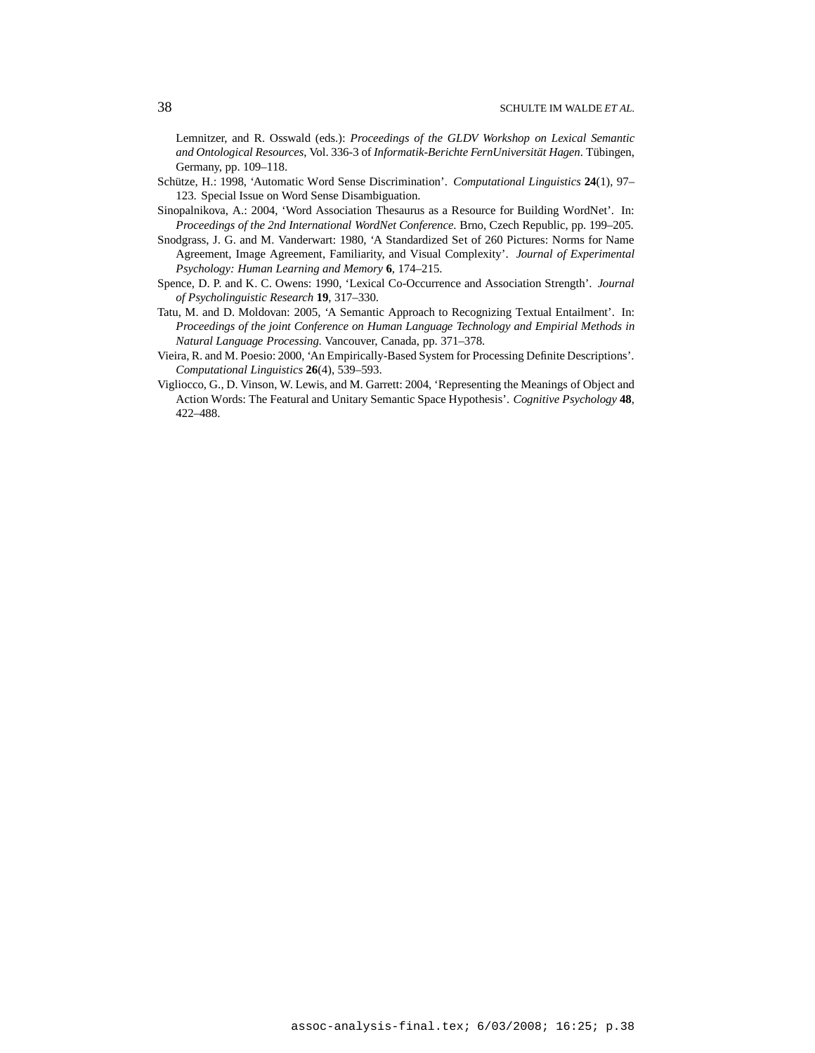Lemnitzer, and R. Osswald (eds.): *Proceedings of the GLDV Workshop on Lexical Semantic and Ontological Resources*, Vol. 336-3 of *Informatik-Berichte FernUniversität Hagen*. Tübingen, Germany, pp. 109–118.

Schütze, H.: 1998, 'Automatic Word Sense Discrimination'. *Computational Linguistics* **24**(1), 97–123. Special Issue on Word Sense Disambiguation.

Sinopalnikova, A.: 2004, 'Word Association Thesaurus as a Resource for Building WordNet'. In: *Proceedings of the 2nd International WordNet Conference*. Brno, Czech Republic, pp. 199–205.

Snodgrass, J. G. and M. Vanderwart: 1980, 'A Standardized Set of 260 Pictures: Norms for Name Agreement, Image Agreement, Familiarity, and Visual Complexity'. *Journal of Experimental Psychology: Human Learning and Memory* **6**, 174–215.

Spence, D. P. and K. C. Owens: 1990, 'Lexical Co-Occurrence and Association Strength'. *Journal of Psycholinguistic Research* **19**, 317–330.

Tatu, M. and D. Moldovan: 2005, 'A Semantic Approach to Recognizing Textual Entailment'. In: *Proceedings of the joint Conference on Human Language Technology and Empirial Methods in Natural Language Processing*. Vancouver, Canada, pp. 371–378.

Vieira, R. and M. Poesio: 2000, 'An Empirically-Based System for Processing Definite Descriptions'. *Computational Linguistics* **26**(4), 539–593.

Vigliocco, G., D. Vinson, W. Lewis, and M. Garrett: 2004, 'Representing the Meanings of Object and Action Words: The Featural and Unitary Semantic Space Hypothesis'. *Cognitive Psychology* **48**, 422–488.